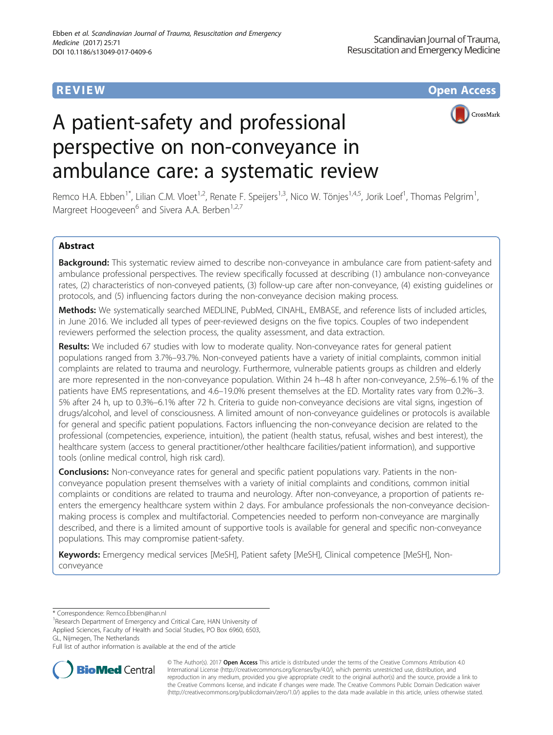REVIEW

Open Access

# A patient-safety and professional perspective on non-conveyance in ambulance care: a systematic review

Remco H.A. Ebben[1*], Lilian C.M. Vloet[1,2], Renate F. Speijers[1,3], Nico W. Tönjes[1,4,5], Jorik Loef[1], Thomas Pelgrim[1], Margreet Hoogeveen[6] and Sivera A.A. Berben[1,2,7]

## Abstract

**Background:** This systematic review aimed to describe non-conveyance in ambulance care from patient-safety and ambulance professional perspectives. The review specifically focussed at describing (1) ambulance non-conveyance rates, (2) characteristics of non-conveyed patients, (3) follow-up care after non-conveyance, (4) existing guidelines or protocols, and (5) influencing factors during the non-conveyance decision making process.

**Methods:** We systematically searched MEDLINE, PubMed, CINAHL, EMBASE, and reference lists of included articles, in June 2016. We included all types of peer-reviewed designs on the five topics. Couples of two independent reviewers performed the selection process, the quality assessment, and data extraction.

**Results:** We included 67 studies with low to moderate quality. Non-conveyance rates for general patient populations ranged from 3.7%–93.7%. Non-conveyed patients have a variety of initial complaints, common initial complaints are related to trauma and neurology. Furthermore, vulnerable patients groups as children and elderly are more represented in the non-conveyance population. Within 24 h–48 h after non-conveyance, 2.5%–6.1% of the patients have EMS representations, and 4.6–19.0% present themselves at the ED. Mortality rates vary from 0.2%–3.5% after 24 h, up to 0.3%–6.1% after 72 h. Criteria to guide non-conveyance decisions are vital signs, ingestion of drugs/alcohol, and level of consciousness. A limited amount of non-conveyance guidelines or protocols is available for general and specific patient populations. Factors influencing the non-conveyance decision are related to the professional (competencies, experience, intuition), the patient (health status, refusal, wishes and best interest), the healthcare system (access to general practitioner/other healthcare facilities/patient information), and supportive tools (online medical control, high risk card).

**Conclusions:** Non-conveyance rates for general and specific patient populations vary. Patients in the non-conveyance population present themselves with a variety of initial complaints and conditions, common initial complaints or conditions are related to trauma and neurology. After non-conveyance, a proportion of patients re-enters the emergency healthcare system within 2 days. For ambulance professionals the non-conveyance decision-making process is complex and multifactorial. Competencies needed to perform non-conveyance are marginally described, and there is a limited amount of supportive tools is available for general and specific non-conveyance populations. This may compromise patient-safety.

**Keywords:** Emergency medical services [MeSH], Patient safety [MeSH], Clinical competence [MeSH], Non-conveyance

\* Correspondence: Remco.Ebben@han.nl

[1]Research Department of Emergency and Critical Care, HAN University of Applied Sciences, Faculty of Health and Social Studies, PO Box 6960, 6503, GL, Nijmegen, The Netherlands

Full list of author information is available at the end of the article

© The Author(s). 2017 **Open Access** This article is distributed under the terms of the Creative Commons Attribution 4.0 International License (http://creativecommons.org/licenses/by/4.0/), which permits unrestricted use, distribution, and reproduction in any medium, provided you give appropriate credit to the original author(s) and the source, provide a link to the Creative Commons license, and indicate if changes were made. The Creative Commons Public Domain Dedication waiver (http://creativecommons.org/publicdomain/zero/1.0/) applies to the data made available in this article, unless otherwise stated.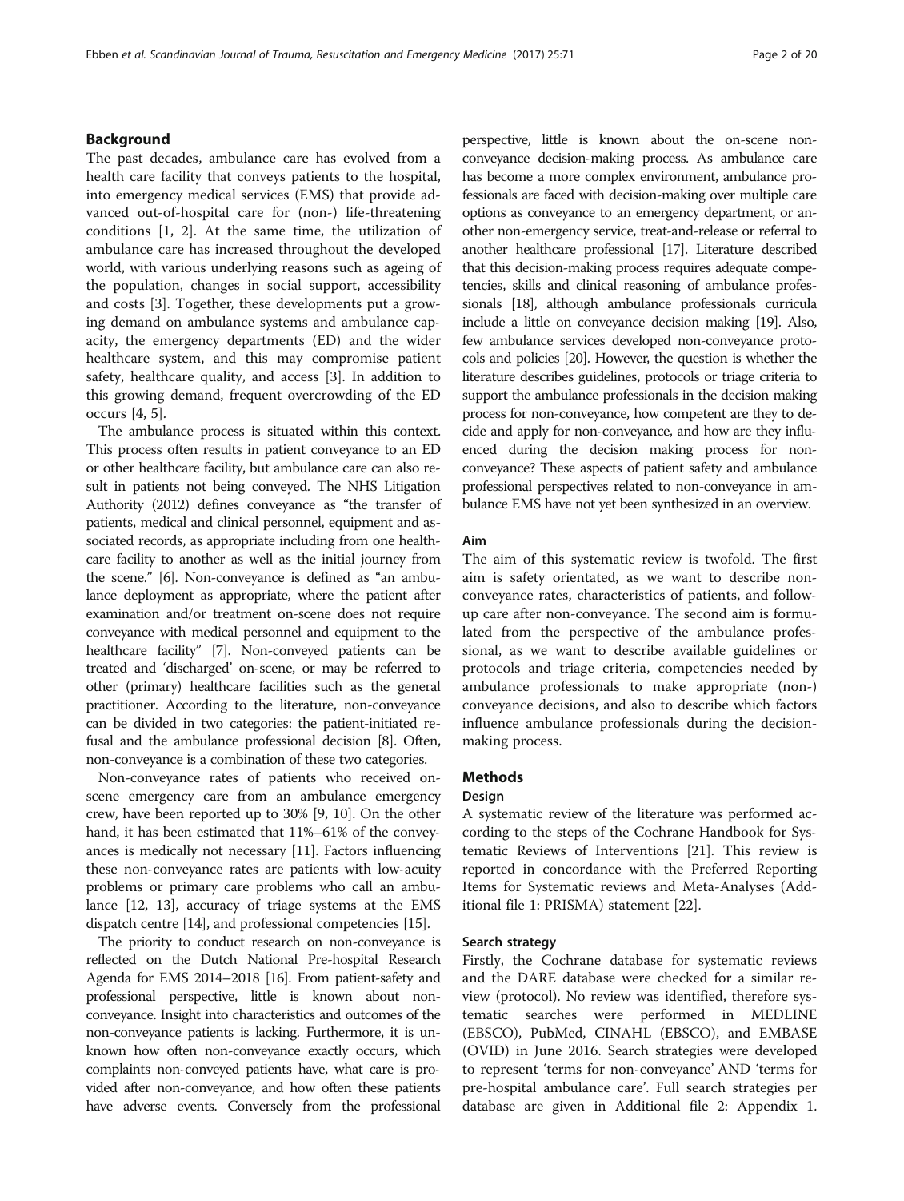## Background

The past decades, ambulance care has evolved from a health care facility that conveys patients to the hospital, into emergency medical services (EMS) that provide advanced out-of-hospital care for (non-) life-threatening conditions [1, 2]. At the same time, the utilization of ambulance care has increased throughout the developed world, with various underlying reasons such as ageing of the population, changes in social support, accessibility and costs [3]. Together, these developments put a growing demand on ambulance systems and ambulance capacity, the emergency departments (ED) and the wider healthcare system, and this may compromise patient safety, healthcare quality, and access [3]. In addition to this growing demand, frequent overcrowding of the ED occurs [4, 5].

The ambulance process is situated within this context. This process often results in patient conveyance to an ED or other healthcare facility, but ambulance care can also result in patients not being conveyed. The NHS Litigation Authority (2012) defines conveyance as "the transfer of patients, medical and clinical personnel, equipment and associated records, as appropriate including from one healthcare facility to another as well as the initial journey from the scene." [6]. Non-conveyance is defined as "an ambulance deployment as appropriate, where the patient after examination and/or treatment on-scene does not require conveyance with medical personnel and equipment to the healthcare facility" [7]. Non-conveyed patients can be treated and 'discharged' on-scene, or may be referred to other (primary) healthcare facilities such as the general practitioner. According to the literature, non-conveyance can be divided in two categories: the patient-initiated refusal and the ambulance professional decision [8]. Often, non-conveyance is a combination of these two categories.

Non-conveyance rates of patients who received on-scene emergency care from an ambulance emergency crew, have been reported up to 30% [9, 10]. On the other hand, it has been estimated that 11%–61% of the conveyances is medically not necessary [11]. Factors influencing these non-conveyance rates are patients with low-acuity problems or primary care problems who call an ambulance [12, 13], accuracy of triage systems at the EMS dispatch centre [14], and professional competencies [15].

The priority to conduct research on non-conveyance is reflected on the Dutch National Pre-hospital Research Agenda for EMS 2014–2018 [16]. From patient-safety and professional perspective, little is known about non-conveyance. Insight into characteristics and outcomes of the non-conveyance patients is lacking. Furthermore, it is unknown how often non-conveyance exactly occurs, which complaints non-conveyed patients have, what care is provided after non-conveyance, and how often these patients have adverse events. Conversely from the professional perspective, little is known about the on-scene non-conveyance decision-making process. As ambulance care has become a more complex environment, ambulance professionals are faced with decision-making over multiple care options as conveyance to an emergency department, or another non-emergency service, treat-and-release or referral to another healthcare professional [17]. Literature described that this decision-making process requires adequate competencies, skills and clinical reasoning of ambulance professionals [18], although ambulance professionals curricula include a little on conveyance decision making [19]. Also, few ambulance services developed non-conveyance protocols and policies [20]. However, the question is whether the literature describes guidelines, protocols or triage criteria to support the ambulance professionals in the decision making process for non-conveyance, how competent are they to decide and apply for non-conveyance, and how are they influenced during the decision making process for non-conveyance? These aspects of patient safety and ambulance professional perspectives related to non-conveyance in ambulance EMS have not yet been synthesized in an overview.

### Aim

The aim of this systematic review is twofold. The first aim is safety orientated, as we want to describe non-conveyance rates, characteristics of patients, and follow-up care after non-conveyance. The second aim is formulated from the perspective of the ambulance professional, as we want to describe available guidelines or protocols and triage criteria, competencies needed by ambulance professionals to make appropriate (non-) conveyance decisions, and also to describe which factors influence ambulance professionals during the decision-making process.

## Methods

### Design

A systematic review of the literature was performed according to the steps of the Cochrane Handbook for Systematic Reviews of Interventions [21]. This review is reported in concordance with the Preferred Reporting Items for Systematic reviews and Meta-Analyses (Additional file 1: PRISMA) statement [22].

### Search strategy

Firstly, the Cochrane database for systematic reviews and the DARE database were checked for a similar review (protocol). No review was identified, therefore systematic searches were performed in MEDLINE (EBSCO), PubMed, CINAHL (EBSCO), and EMBASE (OVID) in June 2016. Search strategies were developed to represent 'terms for non-conveyance' AND 'terms for pre-hospital ambulance care'. Full search strategies per database are given in Additional file 2: Appendix 1.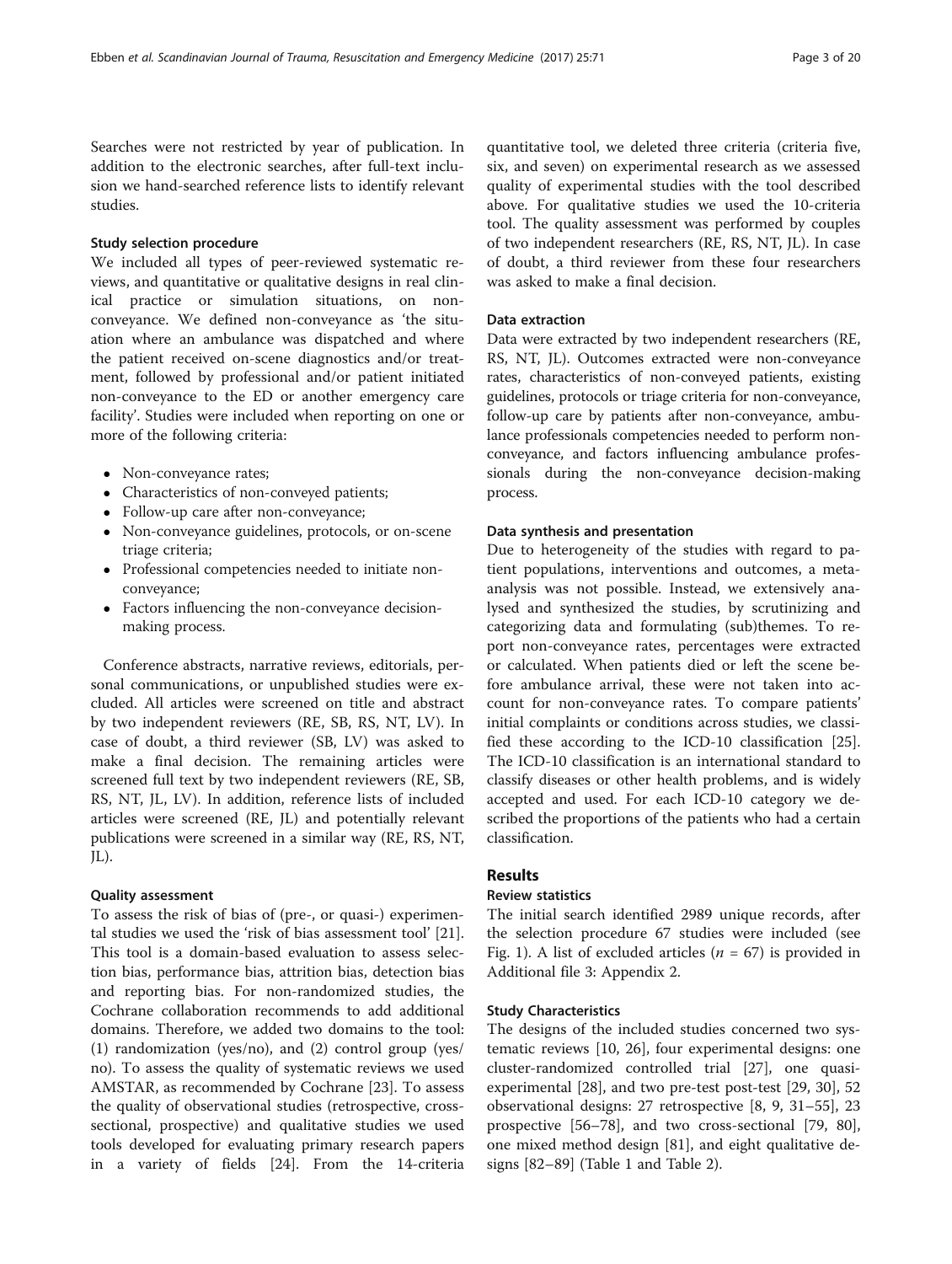Searches were not restricted by year of publication. In addition to the electronic searches, after full-text inclusion we hand-searched reference lists to identify relevant studies.

### Study selection procedure

We included all types of peer-reviewed systematic reviews, and quantitative or qualitative designs in real clinical practice or simulation situations, on non-conveyance. We defined non-conveyance as 'the situation where an ambulance was dispatched and where the patient received on-scene diagnostics and/or treatment, followed by professional and/or patient initiated non-conveyance to the ED or another emergency care facility'. Studies were included when reporting on one or more of the following criteria:

- Non-conveyance rates;
- Characteristics of non-conveyed patients;
- Follow-up care after non-conveyance;
- Non-conveyance guidelines, protocols, or on-scene triage criteria;
- Professional competencies needed to initiate non-conveyance;
- Factors influencing the non-conveyance decision-making process.

Conference abstracts, narrative reviews, editorials, personal communications, or unpublished studies were excluded. All articles were screened on title and abstract by two independent reviewers (RE, SB, RS, NT, LV). In case of doubt, a third reviewer (SB, LV) was asked to make a final decision. The remaining articles were screened full text by two independent reviewers (RE, SB, RS, NT, JL, LV). In addition, reference lists of included articles were screened (RE, JL) and potentially relevant publications were screened in a similar way (RE, RS, NT, JL).

### Quality assessment

To assess the risk of bias of (pre-, or quasi-) experimental studies we used the 'risk of bias assessment tool' [21]. This tool is a domain-based evaluation to assess selection bias, performance bias, attrition bias, detection bias and reporting bias. For non-randomized studies, the Cochrane collaboration recommends to add additional domains. Therefore, we added two domains to the tool: (1) randomization (yes/no), and (2) control group (yes/no). To assess the quality of systematic reviews we used AMSTAR, as recommended by Cochrane [23]. To assess the quality of observational studies (retrospective, cross-sectional, prospective) and qualitative studies we used tools developed for evaluating primary research papers in a variety of fields [24]. From the 14-criteria quantitative tool, we deleted three criteria (criteria five, six, and seven) on experimental research as we assessed quality of experimental studies with the tool described above. For qualitative studies we used the 10-criteria tool. The quality assessment was performed by couples of two independent researchers (RE, RS, NT, JL). In case of doubt, a third reviewer from these four researchers was asked to make a final decision.

### Data extraction

Data were extracted by two independent researchers (RE, RS, NT, JL). Outcomes extracted were non-conveyance rates, characteristics of non-conveyed patients, existing guidelines, protocols or triage criteria for non-conveyance, follow-up care by patients after non-conveyance, ambulance professionals competencies needed to perform non-conveyance, and factors influencing ambulance professionals during the non-conveyance decision-making process.

### Data synthesis and presentation

Due to heterogeneity of the studies with regard to patient populations, interventions and outcomes, a meta-analysis was not possible. Instead, we extensively analysed and synthesized the studies, by scrutinizing and categorizing data and formulating (sub)themes. To report non-conveyance rates, percentages were extracted or calculated. When patients died or left the scene before ambulance arrival, these were not taken into account for non-conveyance rates. To compare patients' initial complaints or conditions across studies, we classified these according to the ICD-10 classification [25]. The ICD-10 classification is an international standard to classify diseases or other health problems, and is widely accepted and used. For each ICD-10 category we described the proportions of the patients who had a certain classification.

## Results

### Review statistics

The initial search identified 2989 unique records, after the selection procedure 67 studies were included (see Fig. 1). A list of excluded articles ($n$ = 67) is provided in Additional file 3: Appendix 2.

### Study Characteristics

The designs of the included studies concerned two systematic reviews [10, 26], four experimental designs: one cluster-randomized controlled trial [27], one quasi-experimental [28], and two pre-test post-test [29, 30], 52 observational designs: 27 retrospective [8, 9, 31–55], 23 prospective [56–78], and two cross-sectional [79, 80], one mixed method design [81], and eight qualitative designs [82–89] (Table 1 and Table 2).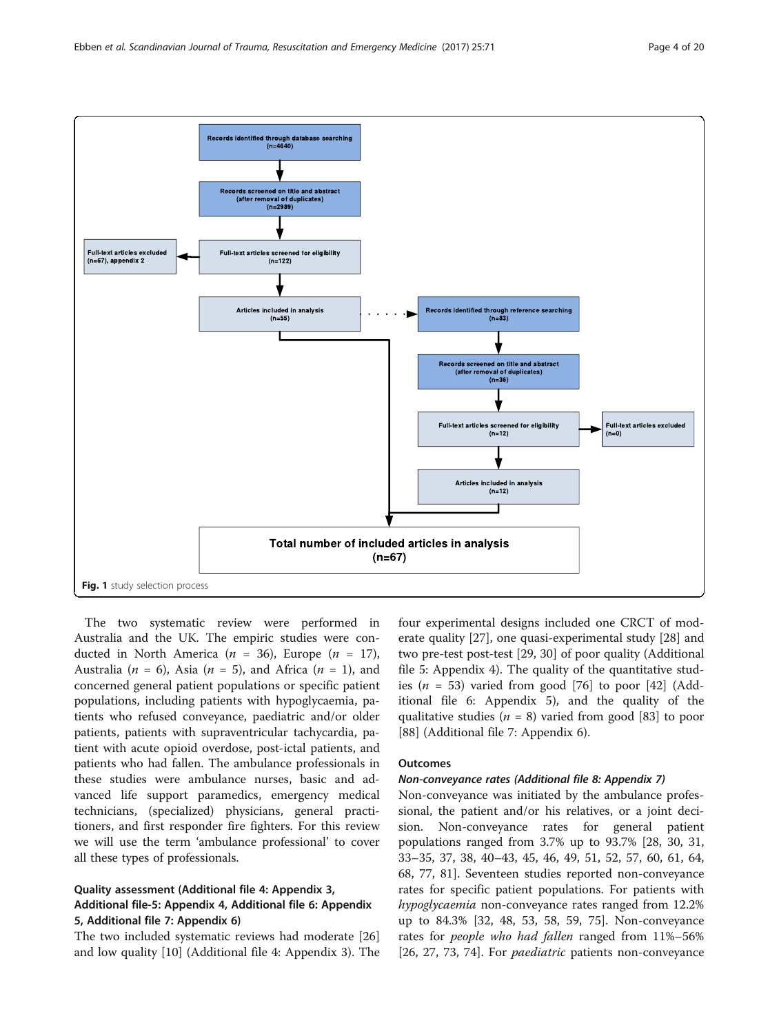Records identified through database searching (n=4640)

Records screened on title and abstract (after removal of duplicates) (n=2989)

Full-text articles screened for eligibility (n=122)

Full-text articles excluded (n=67), appendix 2

Articles included in analysis (n=55)

Records identified through reference searching (n=83)

Records screened on title and abstract (after removal of duplicates) (n=36)

Full-text articles screened for eligibility (n=12)

Full-text articles excluded (n=0)

Articles included in analysis (n=12)

Total number of included articles in analysis (n=67)

**Fig. 1** study selection process

The two systematic review were performed in Australia and the UK. The empiric studies were conducted in North America ($n$ = 36), Europe ($n$ = 17), Australia ($n$ = 6), Asia ($n$ = 5), and Africa ($n$ = 1), and concerned general patient populations or specific patient populations, including patients with hypoglycaemia, patients who refused conveyance, paediatric and/or older patients, patients with supraventricular tachycardia, patient with acute opioid overdose, post-ictal patients, and patients who had fallen. The ambulance professionals in these studies were ambulance nurses, basic and advanced life support paramedics, emergency medical technicians, (specialized) physicians, general practitioners, and first responder fire fighters. For this review we will use the term 'ambulance professional' to cover all these types of professionals.

### Quality assessment (Additional file 4: Appendix 3, Additional file-5: Appendix 4, Additional file 6: Appendix 5, Additional file 7: Appendix 6)

The two included systematic reviews had moderate [26] and low quality [10] (Additional file 4: Appendix 3). The four experimental designs included one CRCT of moderate quality [27], one quasi-experimental study [28] and two pre-test post-test [29, 30] of poor quality (Additional file 5: Appendix 4). The quality of the quantitative studies ($n$ = 53) varied from good [76] to poor [42] (Additional file 6: Appendix 5), and the quality of the qualitative studies ($n$ = 8) varied from good [83] to poor [88] (Additional file 7: Appendix 6).

### Outcomes

#### *Non-conveyance rates (Additional file 8: Appendix 7)*

Non-conveyance was initiated by the ambulance professional, the patient and/or his relatives, or a joint decision. Non-conveyance rates for general patient populations ranged from 3.7% up to 93.7% [28, 30, 31, 33–35, 37, 38, 40–43, 45, 46, 49, 51, 52, 57, 60, 61, 64, 68, 77, 81]. Seventeen studies reported non-conveyance rates for specific patient populations. For patients with *hypoglycaemia* non-conveyance rates ranged from 12.2% up to 84.3% [32, 48, 53, 58, 59, 75]. Non-conveyance rates for *people who had fallen* ranged from 11%–56% [26, 27, 73, 74]. For *paediatric* patients non-conveyance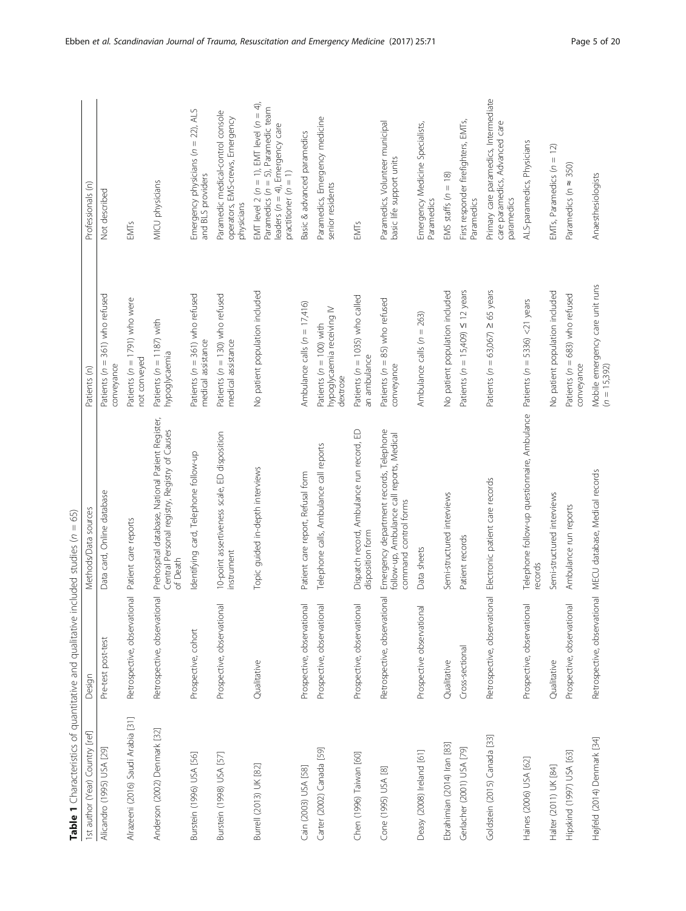**Table 1** Characteristics of quantitative and qualitative included studies ($n = 65$)

| 1st author (Year) Country [ref] | Design | Methods/Data sources | Patients (n) | Professionals (n) |
|---|---|---|---|---|
| Alicandro (1995) USA [29] | Pre-test post-test | Data card, Online database | Patients (n = 361) who refused conveyance | Not described |
| Alrazeeni (2016) Saudi Arabia [31] | Retrospective, observational | Patient care reports | Patients (n = 1791) who were not conveyed | EMTs |
| Anderson (2002) Denmark [32] | Retrospective, observational | Prehospital database, National Patient Register, Central Personal registry, Registry of Causes of Death | Patients (n = 1187) with hypoglycaemia | MICU physicians |
| Burstein (1996) USA [56] | Prospective, cohort | Identifying card, Telephone follow-up | Patients (n = 361) who refused medical assistance | Emergency physicians (n = 22), ALS and BLS providers |
| Burstein (1998) USA [57] | Prospective, observational | 10-point assertiveness scale, ED disposition instrument | Patients (n = 130) who refused medical assistance | Paramedic medical-control console operators, EMS-crews, Emergency physicians |
| Burrell (2013) UK [82] | Qualitative | Topic guided in-depth interviews | No patient population included | EMT level 2 (n = 1), EMT level (n = 4), Paramedics (n = 5), Paramedic team leaders (n = 4), Emergency care practitioner (n = 1) |
| Cain (2003) USA [58] | Prospective, observational | Patient care report, Refusal form | Ambulance calls (n = 17,416) | Basic & advanced paramedics |
| Carter (2002) Canada [59] | Prospective, observational | Telephone calls, Ambulance call reports | Patients (n = 100) with hypoglycaemia receiving IV dextrose | Paramedics, Emergency medicine senior residents |
| Chen (1996) Taiwan [60] | Prospective, observational | Dispatch record, Ambulance run record, ED disposition form | Patients (n = 1035) who called an ambulance | EMTs |
| Cone (1995) USA [8] | Retrospective, observational | Emergency department records, Telephone follow-up, Ambulance call reports, Medical command control forms | Patients (n = 85) who refused conveyance | Paramedics, Volunteer municipal basic life support units |
| Deasy (2008) Ireland [61] | Prospective observational | Data sheets | Ambulance calls (n = 263) | Emergency Medicine Specialists, Paramedics |
| Ebrahimian (2014) Iran [83] | Qualitative | Semi-structured interviews | No patient population included | EMS staffs (n = 18) |
| Gerlacher (2001) USA [79] | Cross-sectional | Patient records | Patients (n = 15,409) ≤ 12 years | First responder firefighters, EMTs, Paramedics |
| Goldstein (2015) Canada [33] | Retrospective, observational | Electronic patient care records | Patients (n = 63,067) ≥ 65 years | Primary care paramedics, Intermediate care paramedics, Advanced care paramedics |
| Haines (2006) USA [62] | Prospective, observational | Telephone follow-up questionnaire, Ambulance records | Patients (n = 5336) <21 years | ALS-paramedics, Physicians |
| Halter (2011) UK [84] | Qualitative | Semi-structured interviews | No patient population included | EMTs, Paramedics (n = 12) |
| Hipskind (1997) USA [63] | Prospective, observational | Ambulance run reports | Patients (n = 683) who refused conveyance | Paramedics (n ≈ 350) |
| Højfeld (2014) Denmark [34] | Retrospective, observational | MECU database, Medical records | Mobile emergency care unit runs (n = 15,392) | Anaesthesiologists |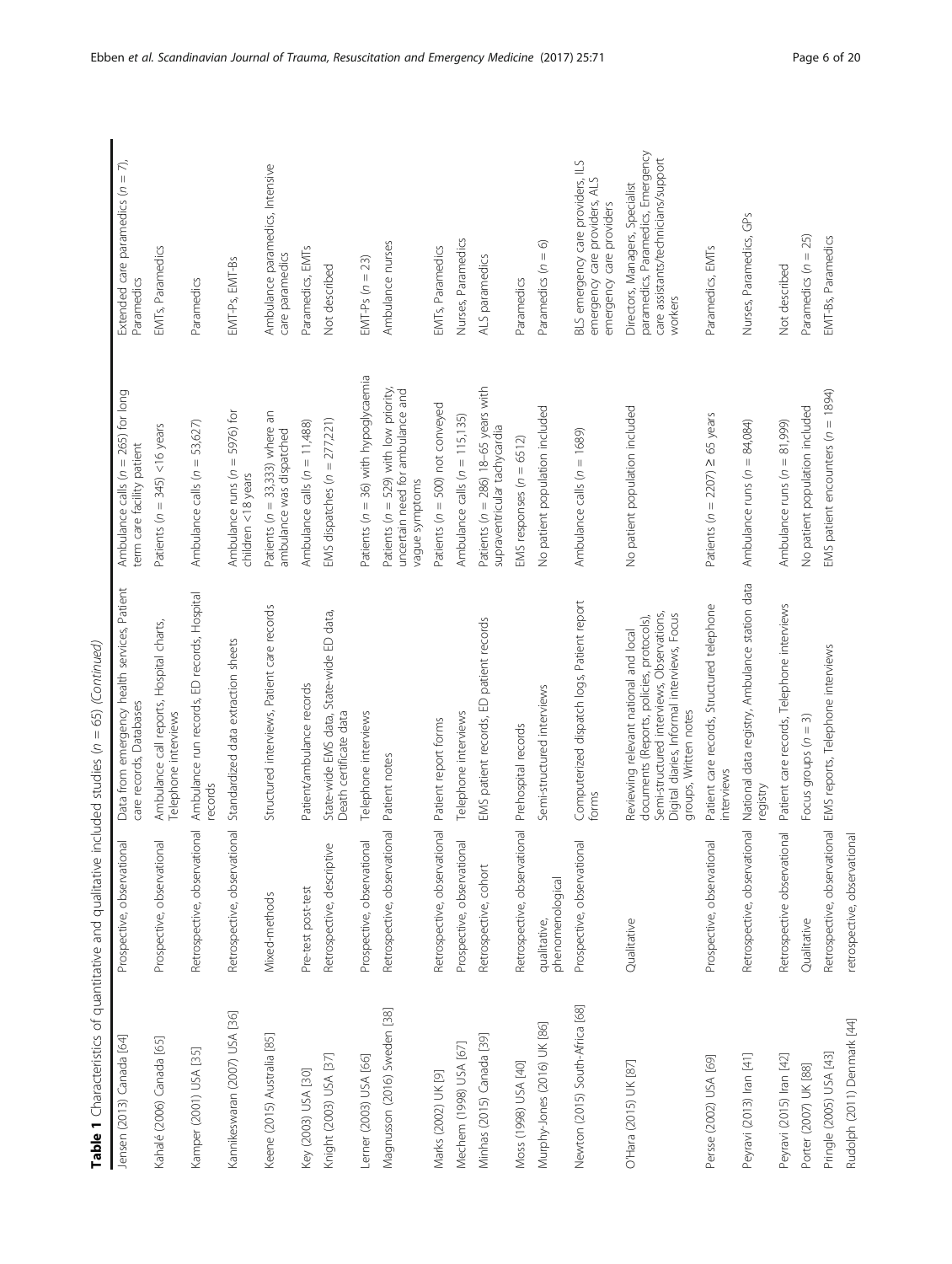**Table 1** Characteristics of quantitative and qualitative included studies ($n$ = 65) *(Continued)*

| | | | | |
|---|---|---|---|---|
| Jensen (2013) Canada [64] | Prospective, observational | Data from emergency health services, Patient care records, Databases | Ambulance calls ($n$ = 265) for long term care facility patient | Extended care paramedics ($n$ = 7), Paramedics |
| Kahalé (2006) Canada [65] | Prospective, observational | Ambulance call reports, Hospital charts, Telephone interviews | Patients ($n$ = 345) <16 years | EMTs, Paramedics |
| Kamper (2001) USA [35] | Retrospective, observational | Ambulance run records, ED records, Hospital records | Ambulance calls ($n$ = 53,627) | Paramedics |
| Kannikeswaran (2007) USA [36] | Retrospective, observational | Standardized data extraction sheets | Ambulance runs ($n$ = 5976) for children <18 years | EMT-Ps, EMT-Bs |
| Keene (2015) Australia [85] | Mixed-methods | Structured interviews, Patient care records | Patients ($n$ = 33,333) where an ambulance was dispatched | Ambulance paramedics, Intensive care paramedics |
| Key (2003) USA [30] | Pre-test post-test | Patient/ambulance records | Ambulance calls ($n$ = 11,488) | Paramedics, EMTs |
| Knight (2003) USA [37] | Retrospective, descriptive | State-wide EMS data, State-wide ED data, Death certificate data | EMS dispatches ($n$ = 277,221) | Not described |
| Lerner (2003) USA [66] | Prospective, observational | Telephone interviews | Patients ($n$ = 36) with hypoglycaemia | EMT-Ps ($n$ = 23) |
| Magnusson (2016) Sweden [38] | Retrospective, observational | Patient notes | Patients ($n$ = 529) with low priority, uncertain need for ambulance and vague symptoms | Ambulance nurses |
| Marks (2002) UK [9] | Retrospective, observational | Patient report forms | Patients ($n$ = 500) not conveyed | EMTs, Paramedics |
| Mechem (1998) USA [67] | Prospective, observational | Telephone interviews | Ambulance calls ($n$ = 115,135) | Nurses, Paramedics |
| Minhas (2015) Canada [39] | Retrospective, cohort | EMS patient records, ED patient records | Patients ($n$ = 286) 18–65 years with supraventricular tachycardia | ALS paramedics |
| Moss (1998) USA [40] | Retrospective, observational | Prehospital records | EMS responses ($n$ = 6512) | Paramedics |
| Murphy-Jones (2016) UK [86] | qualitative, phenomenological | Semi-structured interviews | No patient population included | Paramedics ($n$ = 6) |
| Newton (2015) South-Africa [68] | Prospective, observational | Computerized dispatch logs, Patient report forms | Ambulance calls ($n$ = 1689) | BLS emergency care providers, ILS emergency care providers, ALS emergency care providers |
| O'Hara (2015) UK [87] | Qualitative | Reviewing relevant national and local documents (Reports, policies, protocols), Semi-structured interviews, Observations, Digital diaries, Informal interviews, Focus groups, Written notes | No patient population included | Directors, Managers, Specialist paramedics, Paramedics, Emergency care assistants/technicians/support workers |
| Persse (2002) USA [69] | Prospective, observational | Patient care records, Structured telephone interviews | Patients ($n$ = 2207) ≥ 65 years | Paramedics, EMTs |
| Peyravi (2013) Iran [41] | Retrospective, observational | National data registry, Ambulance station data registry | Ambulance runs ($n$ = 84,084) | Nurses, Paramedics, GPs |
| Peyravi (2015) Iran [42] | Retrospective observational | Patient care records, Telephone interviews | Ambulance runs ($n$ = 81,999) | Not described |
| Porter (2007) UK [88] | Qualitative | Focus groups ($n$ = 3) | No patient population included | Paramedics ($n$ = 25) |
| Pringle (2005) USA [43] | Retrospective, observational | EMS reports, Telephone interviews | EMS patient encounters ($n$ = 1894) | EMT-Bs, Paramedics |
| Rudolph (2011) Denmark [44] | retrospective, observational | | | |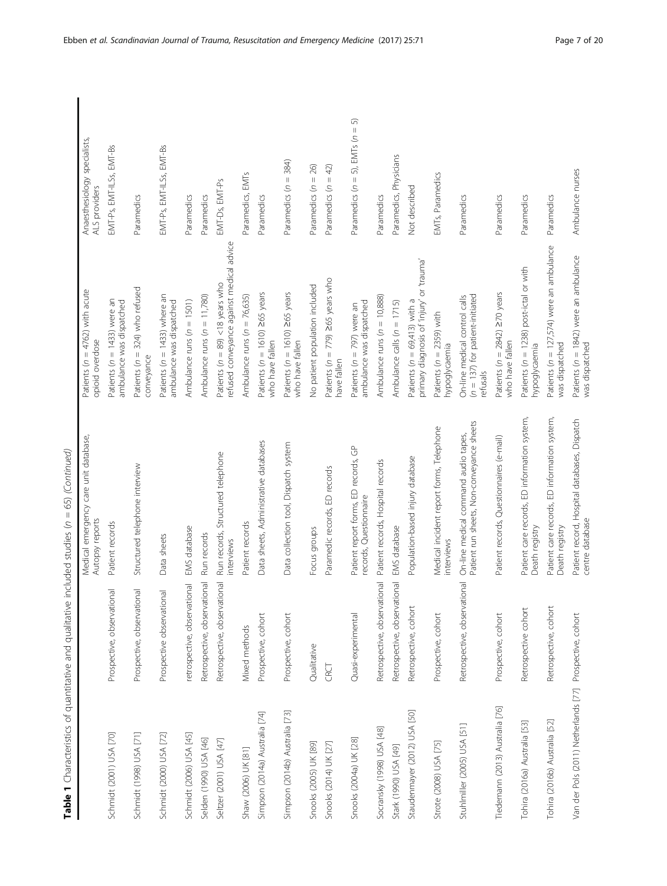**Table 1** Characteristics of quantitative and qualitative included studies (n = 65) *(Continued)*

| | | | | |
|---|---|---|---|---|
| | | Medical emergency care unit database, Autopsy reports | Patients (n = 4762) with acute opioid overdose | Anaesthesiology specialists, ALS providers |
| Schmidt (2001) USA [70] | Prospective, observational | Patient records | Patients (n = 1433) were an ambulance was dispatched | EMT-Ps, EMT-ILSs, EMT-Bs |
| Schmidt (1998) USA [71] | Prospective, observational | Structured telephone interview | Patients (n = 324) who refused conveyance | Paramedics |
| Schmidt (2000) USA [72] | Prospective observational | Data sheets | Patients (n = 1433) where an ambulance was dispatched | EMT-Ps, EMT-ILSs, EMT-Bs |
| Schmidt (2006) USA [45] | retrospective, observational | EMS database | Ambulance runs (n = 1501) | Paramedics |
| Selden (1990) USA [46] | Retrospective, observational | Run records | Ambulance runs (n = 11,780) | Paramedics |
| Seltzer (2001) USA [47] | Retrospective, observational | Run records, Structured telephone interviews | Patients (n = 89) <18 years who refused conveyance against medical advice | EMT-Ds, EMT-Ps |
| Shaw (2006) UK [81] | Mixed methods | Patient records | Ambulance runs (n = 76,635) | Paramedics, EMTs |
| Simpson (2014a) Australia [74] | Prospective, cohort | Data sheets, Administrative databases | Patients (n = 1610) ≥65 years who have fallen | Paramedics |
| Simpson (2014b) Australia [73] | Prospective, cohort | Data collection tool, Dispatch system | Patients (n = 1610) ≥65 years who have fallen | Paramedics (n = 384) |
| Snooks (2005) UK [89] | Qualitative | Focus groups | No patient population included | Paramedics (n = 26) |
| Snooks (2014) UK [27] | CRCT | Paramedic records, ED records | Patients (n = 779) ≥65 years who have fallen | Paramedics (n = 42) |
| Snooks (2004a) UK [28] | Quasi-experimental | Patient report forms, ED records, GP records, Questionnaire | Patients (n = 797) were an ambulance was dispatched | Paramedics (n = 5), EMTs (n = 5) |
| Socransky (1998) USA [48] | Retrospective, observational | Patient records, Hospital records | Ambulance runs (n = 10,888) | Paramedics |
| Stark (1990) USA [49] | Retrospective, observational | EMS database | Ambulance calls (n = 1715) | Paramedics, Physicians |
| Staudenmayer (2012) USA [50] | Retrospective, cohort | Population-based injury database | Patients (n = 69,413) with a primary diagnosis of 'injury' or 'trauma' | Not described |
| Strote (2008) USA [75] | Prospective, cohort | Medical incident report forms, Telephone interviews | Patients (n = 2359) with hypoglycaemia | EMTs, Paramedics |
| Stuhlmiller (2005) USA [51] | Retrospective, observational | On-line medical command audio tapes, Patient run sheets, Non-conveyance sheets | On-line medical control calls (n = 137) for patient-initiated refusals | Paramedics |
| Tiedemann (2013) Australia [76] | Prospective, cohort | Patient records, Questionnaires (e-mail) | Patients (n = 2842) ≥70 years who have fallen | Paramedics |
| Tohira (2016a) Australia [53] | Retrospective cohort | Patient care records, ED information system, Death registry | Patients (n = 1238) post-ictal or with hypoglycaemia | Paramedics |
| Tohira (2016b) Australia [52] | Retrospective, cohort | Patient care records, ED information system, Death registry | Patients (n = 127,574) were an ambulance was dispatched | Paramedics |
| Van der Pols (2011) Netherlands [77] | Prospective, cohort | Patient record, Hospital databases, Dispatch centre database | Patients (n = 1842) were an ambulance was dispatched | Ambulance nurses |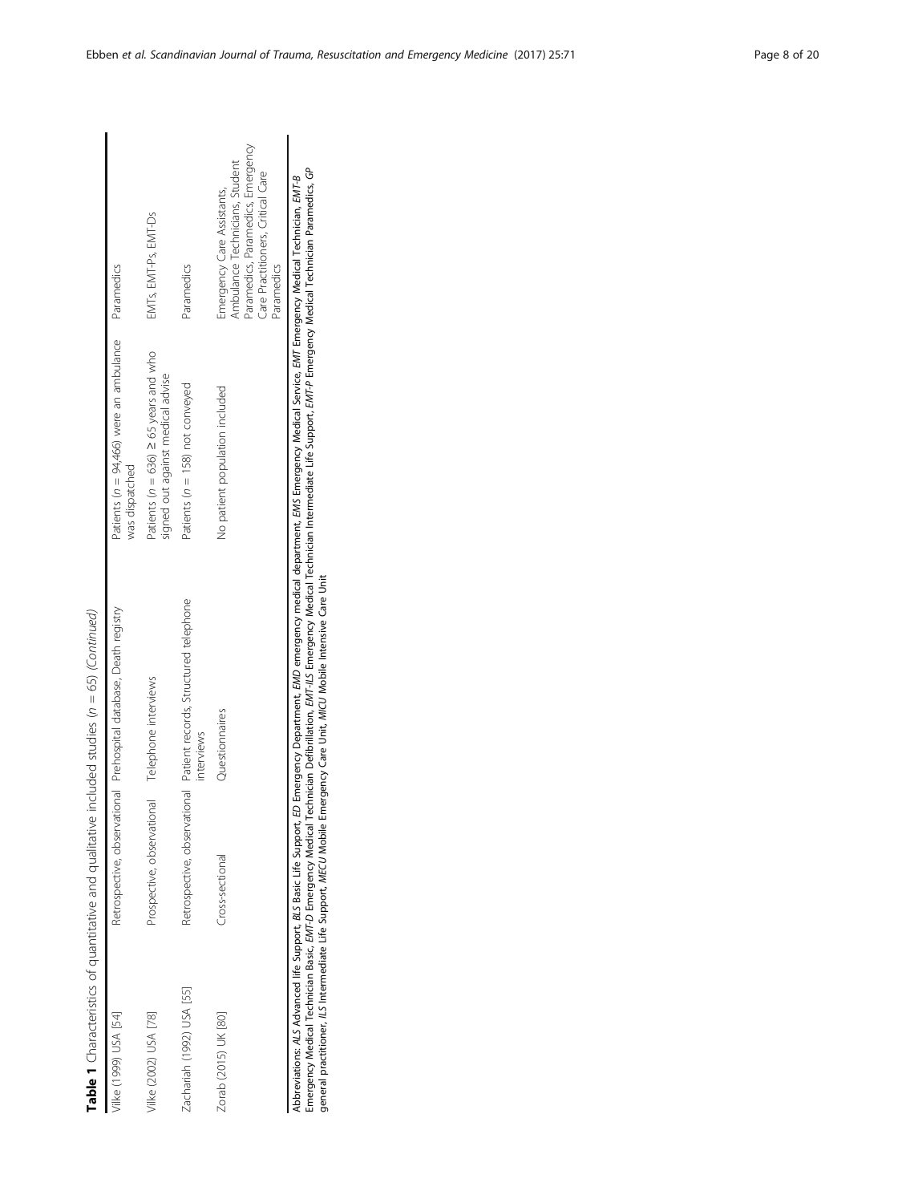**Table 1** Characteristics of quantitative and qualitative included studies ($n$ = 65) *(Continued)*

| | | | | |
|---|---|---|---|---|
| Vilke (1999) USA [54] | Retrospective, observational | Prehospital database, Death registry | Patients ($n$ = 94,466) were an ambulance was dispatched | Paramedics |
| Vilke (2002) USA [78] | Prospective, observational | Telephone interviews | Patients ($n$ = 636) ≥ 65 years and who signed out against medical advise | EMTs, EMT-Ps, EMT-Ds |
| Zachariah (1992) USA [55] | Retrospective, observational | Patient records, Structured telephone interviews | Patients ($n$ = 158) not conveyed | Paramedics |
| Zorab (2015) UK [80] | Cross-sectional | Questionnaires | No patient population included | Emergency Care Assistants, Ambulance Technicians, Student Paramedics, Paramedics, Emergency Care Practitioners, Critical Care Paramedics |

Abbreviations: *ALS* Advanced life Support, *BLS* Basic Life Support, *ED* Emergency Department, *EMD* emergency medical department, *EMS* Emergency Medical Service, *EMT* Emergency Medical Technician, *EMT-B* Emergency Medical Technician Basic, *EMT-D* Emergency Medical Technician Defibrillation, *EMT-ILS* Emergency Medical Technician Intermediate Life Support, *EMT-P* Emergency Medical Technician Paramedics, *GP* general practitioner, *ILS* Intermediate Life Support, *MECU* Mobile Emergency Care Unit, *MICU* Mobile Intensive Care Unit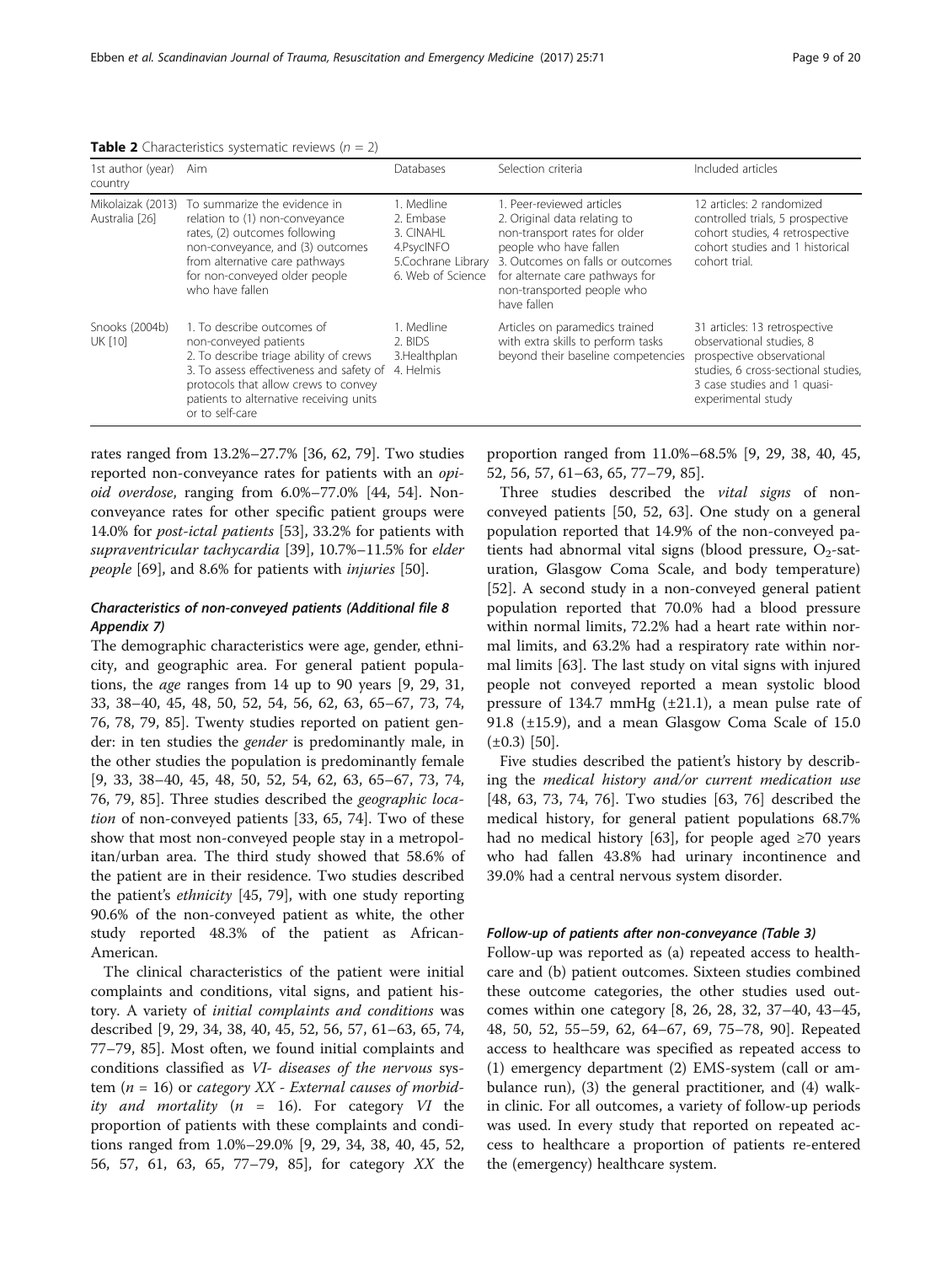**Table 2** Characteristics systematic reviews ($n$ = 2)

| 1st author (year) country | Aim | Databases | Selection criteria | Included articles |
|---|---|---|---|---|
| Mikolaizak (2013) Australia [26] | To summarize the evidence in relation to (1) non-conveyance rates, (2) outcomes following non-conveyance, and (3) outcomes from alternative care pathways for non-conveyed older people who have fallen | 1. Medline 2. Embase 3. CINAHL 4.PsycINFO 5.Cochrane Library 6. Web of Science | 1. Peer-reviewed articles 2. Original data relating to non-transport rates for older people who have fallen 3. Outcomes on falls or outcomes for alternate care pathways for non-transported people who have fallen | 12 articles: 2 randomized controlled trials, 5 prospective cohort studies, 4 retrospective cohort studies and 1 historical cohort trial. |
| Snooks (2004b) UK [10] | 1. To describe outcomes of non-conveyed patients 2. To describe triage ability of crews 3. To assess effectiveness and safety of protocols that allow crews to convey patients to alternative receiving units or to self-care | 1. Medline 2. BIDS 3.Healthplan 4. Helmis | Articles on paramedics trained with extra skills to perform tasks beyond their baseline competencies | 31 articles: 13 retrospective observational studies, 8 prospective observational studies, 6 cross-sectional studies, 3 case studies and 1 quasi-experimental study |

rates ranged from 13.2%–27.7% [36, 62, 79]. Two studies reported non-conveyance rates for patients with an *opioid overdose*, ranging from 6.0%–77.0% [44, 54]. Non-conveyance rates for other specific patient groups were 14.0% for *post-ictal patients* [53], 33.2% for patients with *supraventricular tachycardia* [39], 10.7%–11.5% for *elder people* [69], and 8.6% for patients with *injuries* [50].

### Characteristics of non-conveyed patients (Additional file 8 Appendix 7)

The demographic characteristics were age, gender, ethnicity, and geographic area. For general patient populations, the *age* ranges from 14 up to 90 years [9, 29, 31, 33, 38–40, 45, 48, 50, 52, 54, 56, 62, 63, 65–67, 73, 74, 76, 78, 79, 85]. Twenty studies reported on patient gender: in ten studies the *gender* is predominantly male, in the other studies the population is predominantly female [9, 33, 38–40, 45, 48, 50, 52, 54, 62, 63, 65–67, 73, 74, 76, 79, 85]. Three studies described the *geographic location* of non-conveyed patients [33, 65, 74]. Two of these show that most non-conveyed people stay in a metropolitan/urban area. The third study showed that 58.6% of the patient are in their residence. Two studies described the patient's *ethnicity* [45, 79], with one study reporting 90.6% of the non-conveyed patient as white, the other study reported 48.3% of the patient as African-American.

The clinical characteristics of the patient were initial complaints and conditions, vital signs, and patient history. A variety of *initial complaints and conditions* was described [9, 29, 34, 38, 40, 45, 52, 56, 57, 61–63, 65, 74, 77–79, 85]. Most often, we found initial complaints and conditions classified as *VI- diseases of the nervous system* ($n$ = 16) or *category XX - External causes of morbidity and mortality* ($n$ = 16). For category *VI* the proportion of patients with these complaints and conditions ranged from 1.0%–29.0% [9, 29, 34, 38, 40, 45, 52, 56, 57, 61, 63, 65, 77–79, 85], for category *XX* the proportion ranged from 11.0%–68.5% [9, 29, 38, 40, 45, 52, 56, 57, 61–63, 65, 77–79, 85].

Three studies described the *vital signs* of non-conveyed patients [50, 52, 63]. One study on a general population reported that 14.9% of the non-conveyed patients had abnormal vital signs (blood pressure, $O_2$-saturation, Glasgow Coma Scale, and body temperature) [52]. A second study in a non-conveyed general patient population reported that 70.0% had a blood pressure within normal limits, 72.2% had a heart rate within normal limits, and 63.2% had a respiratory rate within normal limits [63]. The last study on vital signs with injured people not conveyed reported a mean systolic blood pressure of 134.7 mmHg (±21.1), a mean pulse rate of 91.8 (±15.9), and a mean Glasgow Coma Scale of 15.0 (±0.3) [50].

Five studies described the patient's history by describing the *medical history and/or current medication use* [48, 63, 73, 74, 76]. Two studies [63, 76] described the medical history, for general patient populations 68.7% had no medical history [63], for people aged ≥70 years who had fallen 43.8% had urinary incontinence and 39.0% had a central nervous system disorder.

### Follow-up of patients after non-conveyance (Table 3)

Follow-up was reported as (a) repeated access to healthcare and (b) patient outcomes. Sixteen studies combined these outcome categories, the other studies used outcomes within one category [8, 26, 28, 32, 37–40, 43–45, 48, 50, 52, 55–59, 62, 64–67, 69, 75–78, 90]. Repeated access to healthcare was specified as repeated access to (1) emergency department (2) EMS-system (call or ambulance run), (3) the general practitioner, and (4) walk-in clinic. For all outcomes, a variety of follow-up periods was used. In every study that reported on repeated access to healthcare a proportion of patients re-entered the (emergency) healthcare system.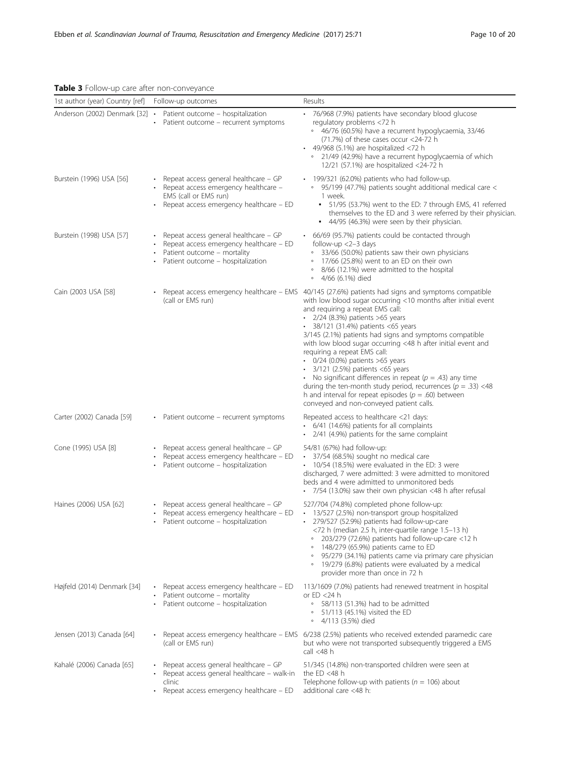**Table 3** Follow-up care after non-conveyance

| 1st author (year) Country [ref] | Follow-up outcomes | Results |
|---|---|---|
| Anderson (2002) Denmark [32] | • Patient outcome – hospitalization<br>• Patient outcome – recurrent symptoms | • 76/968 (7.9%) patients have secondary blood glucose regulatory problems <72 h<br>◦ 46/76 (60.5%) have a recurrent hypoglycaemia, 33/46 (71.7%) of these cases occur <24-72 h<br>• 49/968 (5.1%) are hospitalized <72 h<br>◦ 21/49 (42.9%) have a recurrent hypoglycaemia of which 12/21 (57.1%) are hospitalized <24-72 h |
| Burstein (1996) USA [56] | • Repeat access general healthcare – GP<br>• Repeat access emergency healthcare – EMS (call or EMS run)<br>• Repeat access emergency healthcare – ED | • 199/321 (62.0%) patients who had follow-up.<br>◦ 95/199 (47.7%) patients sought additional medical care < 1 week.<br>▪ 51/95 (53.7%) went to the ED: 7 through EMS, 41 referred themselves to the ED and 3 were referred by their physician.<br>▪ 44/95 (46.3%) were seen by their physician. |
| Burstein (1998) USA [57] | • Repeat access general healthcare – GP<br>• Repeat access emergency healthcare – ED<br>• Patient outcome – mortality<br>• Patient outcome – hospitalization | • 66/69 (95.7%) patients could be contacted through follow-up <2–3 days<br>◦ 33/66 (50.0%) patients saw their own physicians<br>◦ 17/66 (25.8%) went to an ED on their own<br>◦ 8/66 (12.1%) were admitted to the hospital<br>◦ 4/66 (6.1%) died |
| Cain (2003 USA [58] | • Repeat access emergency healthcare – EMS (call or EMS run) | 40/145 (27.6%) patients had signs and symptoms compatible with low blood sugar occurring <10 months after initial event and requiring a repeat EMS call:<br>• 2/24 (8.3%) patients >65 years<br>• 38/121 (31.4%) patients <65 years<br>3/145 (2.1%) patients had signs and symptoms compatible with low blood sugar occurring <48 h after initial event and requiring a repeat EMS call:<br>• 0/24 (0.0%) patients >65 years<br>• 3/121 (2.5%) patients <65 years<br>• No significant differences in repeat ($p = .43$) any time during the ten-month study period, recurrences ($p = .33$) <48 h and interval for repeat episodes ($p = .60$) between conveyed and non-conveyed patient calls. |
| Carter (2002) Canada [59] | • Patient outcome – recurrent symptoms | Repeated access to healthcare <21 days:<br>• 6/41 (14.6%) patients for all complaints<br>• 2/41 (4.9%) patients for the same complaint |
| Cone (1995) USA [8] | • Repeat access general healthcare – GP<br>• Repeat access emergency healthcare – ED<br>• Patient outcome – hospitalization | 54/81 (67%) had follow-up:<br>• 37/54 (68.5%) sought no medical care<br>• 10/54 (18.5%) were evaluated in the ED: 3 were discharged, 7 were admitted: 3 were admitted to monitored beds and 4 were admitted to unmonitored beds<br>• 7/54 (13.0%) saw their own physician <48 h after refusal |
| Haines (2006) USA [62] | • Repeat access general healthcare – GP<br>• Repeat access emergency healthcare – ED<br>• Patient outcome – hospitalization | 527/704 (74.8%) completed phone follow-up:<br>• 13/527 (2.5%) non-transport group hospitalized<br>• 279/527 (52.9%) patients had follow-up-care <72 h (median 2.5 h, inter-quartile range 1.5–13 h)<br>◦ 203/279 (72.6%) patients had follow-up-care <12 h<br>◦ 148/279 (65.9%) patients came to ED<br>◦ 95/279 (34.1%) patients came via primary care physician<br>◦ 19/279 (6.8%) patients were evaluated by a medical provider more than once in 72 h |
| Højfeld (2014) Denmark [34] | • Repeat access emergency healthcare – ED<br>• Patient outcome – mortality<br>• Patient outcome – hospitalization | 113/1609 (7.0%) patients had renewed treatment in hospital or ED <24 h<br>◦ 58/113 (51.3%) had to be admitted<br>◦ 51/113 (45.1%) visited the ED<br>◦ 4/113 (3.5%) died |
| Jensen (2013) Canada [64] | • Repeat access emergency healthcare – EMS (call or EMS run) | 6/238 (2.5%) patients who received extended paramedic care but who were not transported subsequently triggered a EMS call <48 h |
| Kahalé (2006) Canada [65] | • Repeat access general healthcare – GP<br>• Repeat access general healthcare – walk-in clinic<br>• Repeat access emergency healthcare – ED | 51/345 (14.8%) non-transported children were seen at the ED <48 h<br>Telephone follow-up with patients ($n = 106$) about additional care <48 h: |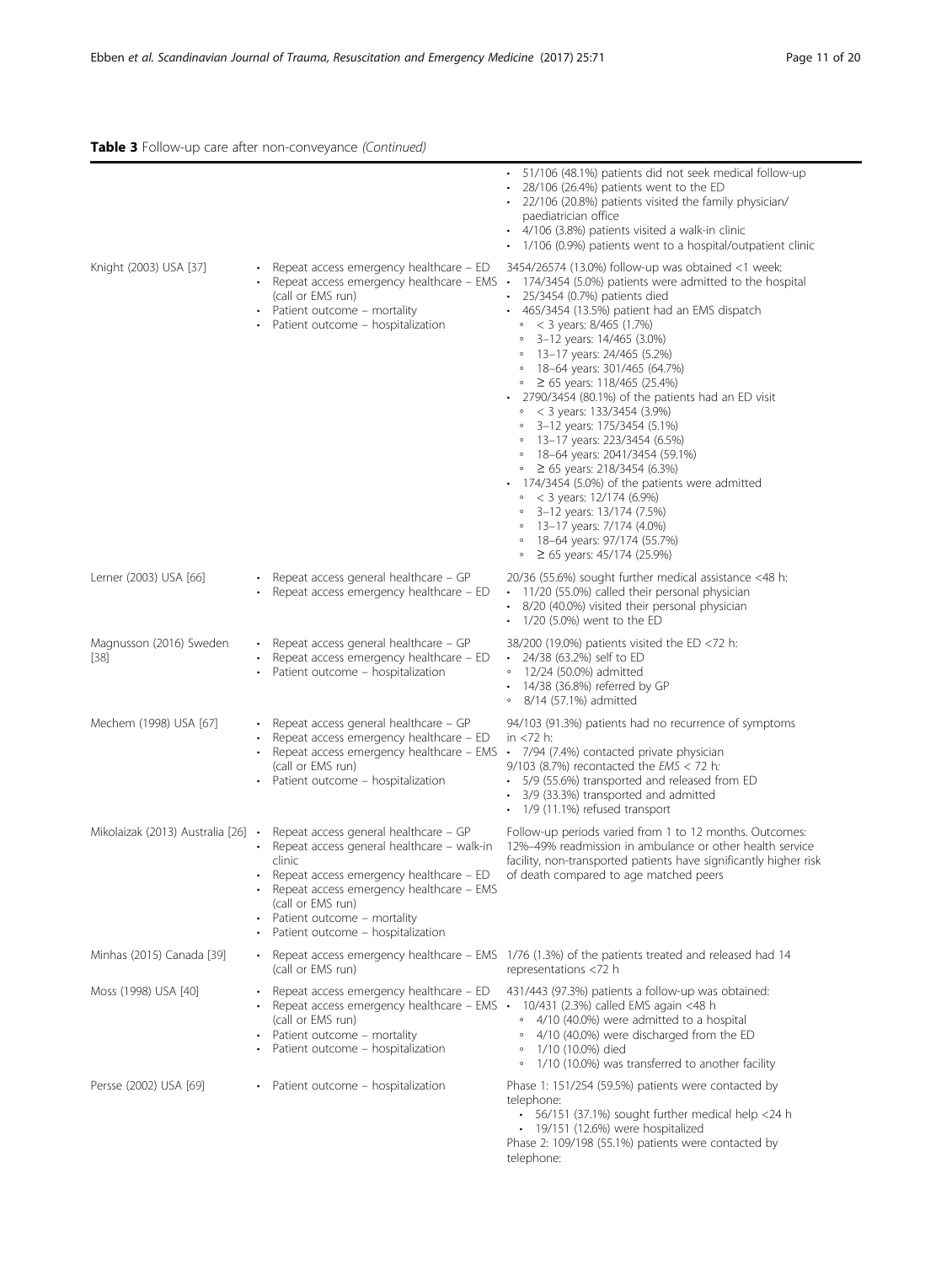**Table 3** Follow-up care after non-conveyance *(Continued)*

| | | |
|---|---|---|
| | | • 51/106 (48.1%) patients did not seek medical follow-up<br>• 28/106 (26.4%) patients went to the ED<br>• 22/106 (20.8%) patients visited the family physician/ paediatrician office<br>• 4/106 (3.8%) patients visited a walk-in clinic<br>• 1/106 (0.9%) patients went to a hospital/outpatient clinic |
| Knight (2003) USA [37] | • Repeat access emergency healthcare – ED<br>• Repeat access emergency healthcare – EMS (call or EMS run)<br>• Patient outcome – mortality<br>• Patient outcome – hospitalization | 3454/26574 (13.0%) follow-up was obtained <1 week:<br>• 174/3454 (5.0%) patients were admitted to the hospital<br>• 25/3454 (0.7%) patients died<br>• 465/3454 (13.5%) patient had an EMS dispatch<br>◦ < 3 years: 8/465 (1.7%)<br>◦ 3–12 years: 14/465 (3.0%)<br>◦ 13–17 years: 24/465 (5.2%)<br>◦ 18–64 years: 301/465 (64.7%)<br>◦ ≥ 65 years: 118/465 (25.4%)<br>• 2790/3454 (80.1%) of the patients had an ED visit<br>◦ < 3 years: 133/3454 (3.9%)<br>◦ 3–12 years: 175/3454 (5.1%)<br>◦ 13–17 years: 223/3454 (6.5%)<br>◦ 18–64 years: 2041/3454 (59.1%)<br>◦ ≥ 65 years: 218/3454 (6.3%)<br>• 174/3454 (5.0%) of the patients were admitted<br>◦ < 3 years: 12/174 (6.9%)<br>◦ 3–12 years: 13/174 (7.5%)<br>◦ 13–17 years: 7/174 (4.0%)<br>◦ 18–64 years: 97/174 (55.7%)<br>◦ ≥ 65 years: 45/174 (25.9%) |
| Lerner (2003) USA [66] | • Repeat access general healthcare – GP<br>• Repeat access emergency healthcare – ED | 20/36 (55.6%) sought further medical assistance <48 h:<br>• 11/20 (55.0%) called their personal physician<br>• 8/20 (40.0%) visited their personal physician<br>• 1/20 (5.0%) went to the ED |
| Magnusson (2016) Sweden [38] | • Repeat access general healthcare – GP<br>• Repeat access emergency healthcare – ED<br>• Patient outcome – hospitalization | 38/200 (19.0%) patients visited the ED <72 h:<br>• 24/38 (63.2%) self to ED<br>◦ 12/24 (50.0%) admitted<br>• 14/38 (36.8%) referred by GP<br>◦ 8/14 (57.1%) admitted |
| Mechem (1998) USA [67] | • Repeat access general healthcare – GP<br>• Repeat access emergency healthcare – ED<br>• Repeat access emergency healthcare – EMS (call or EMS run)<br>• Patient outcome – hospitalization | 94/103 (91.3%) patients had no recurrence of symptoms in <72 h:<br>• 7/94 (7.4%) contacted private physician<br>9/103 (8.7%) recontacted the *EMS* < 72 h:<br>• 5/9 (55.6%) transported and released from ED<br>• 3/9 (33.3%) transported and admitted<br>• 1/9 (11.1%) refused transport |
| Mikolaizak (2013) Australia [26] | • Repeat access general healthcare – GP<br>• Repeat access general healthcare – walk-in clinic<br>• Repeat access emergency healthcare – ED<br>• Repeat access emergency healthcare – EMS (call or EMS run)<br>• Patient outcome – mortality<br>• Patient outcome – hospitalization | Follow-up periods varied from 1 to 12 months. Outcomes: 12%–49% readmission in ambulance or other health service facility, non-transported patients have significantly higher risk of death compared to age matched peers |
| Minhas (2015) Canada [39] | • Repeat access emergency healthcare – EMS (call or EMS run) | 1/76 (1.3%) of the patients treated and released had 14 representations <72 h |
| Moss (1998) USA [40] | • Repeat access emergency healthcare – ED<br>• Repeat access emergency healthcare – EMS (call or EMS run)<br>• Patient outcome – mortality<br>• Patient outcome – hospitalization | 431/443 (97.3%) patients a follow-up was obtained:<br>• 10/431 (2.3%) called EMS again <48 h<br>◦ 4/10 (40.0%) were admitted to a hospital<br>◦ 4/10 (40.0%) were discharged from the ED<br>◦ 1/10 (10.0%) died<br>◦ 1/10 (10.0%) was transferred to another facility |
| Persse (2002) USA [69] | • Patient outcome – hospitalization | Phase 1: 151/254 (59.5%) patients were contacted by telephone:<br>• 56/151 (37.1%) sought further medical help <24 h<br>• 19/151 (12.6%) were hospitalized<br>Phase 2: 109/198 (55.1%) patients were contacted by telephone: |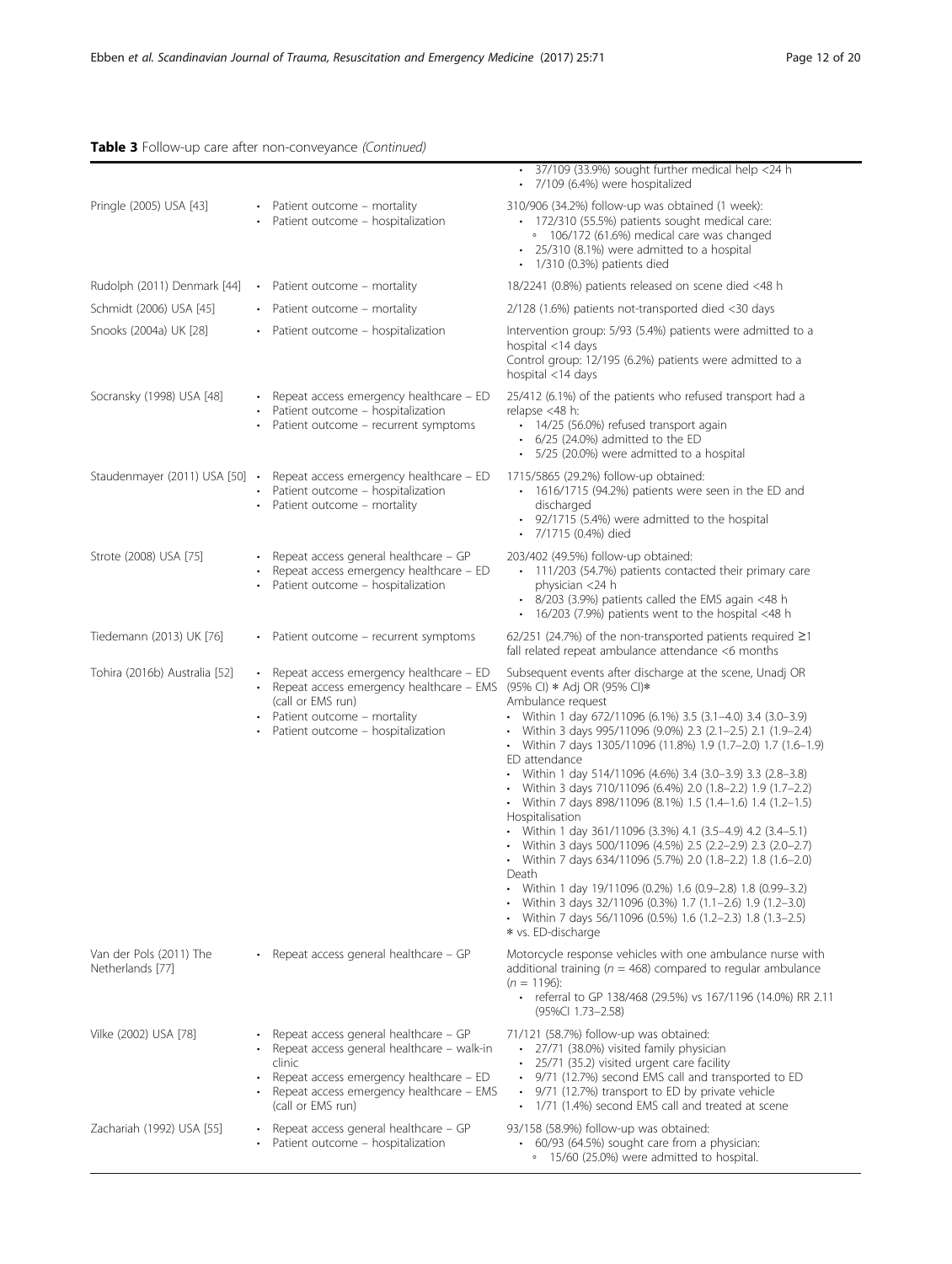**Table 3** Follow-up care after non-conveyance *(Continued)*

| | | |
|---|---|---|
| | | • 37/109 (33.9%) sought further medical help <24 h<br>• 7/109 (6.4%) were hospitalized |
| Pringle (2005) USA [43] | • Patient outcome – mortality<br>• Patient outcome – hospitalization | 310/906 (34.2%) follow-up was obtained (1 week):<br>• 172/310 (55.5%) patients sought medical care:<br>  ◦ 106/172 (61.6%) medical care was changed<br>• 25/310 (8.1%) were admitted to a hospital<br>• 1/310 (0.3%) patients died |
| Rudolph (2011) Denmark [44] | • Patient outcome – mortality | 18/2241 (0.8%) patients released on scene died <48 h |
| Schmidt (2006) USA [45] | • Patient outcome – mortality | 2/128 (1.6%) patients not-transported died <30 days |
| Snooks (2004a) UK [28] | • Patient outcome – hospitalization | Intervention group: 5/93 (5.4%) patients were admitted to a hospital <14 days<br>Control group: 12/195 (6.2%) patients were admitted to a hospital <14 days |
| Socransky (1998) USA [48] | • Repeat access emergency healthcare – ED<br>• Patient outcome – hospitalization<br>• Patient outcome – recurrent symptoms | 25/412 (6.1%) of the patients who refused transport had a relapse <48 h:<br>• 14/25 (56.0%) refused transport again<br>• 6/25 (24.0%) admitted to the ED<br>• 5/25 (20.0%) were admitted to a hospital |
| Staudenmayer (2011) USA [50] | • Repeat access emergency healthcare – ED<br>• Patient outcome – hospitalization<br>• Patient outcome – mortality | 1715/5865 (29.2%) follow-up obtained:<br>• 1616/1715 (94.2%) patients were seen in the ED and discharged<br>• 92/1715 (5.4%) were admitted to the hospital<br>• 7/1715 (0.4%) died |
| Strote (2008) USA [75] | • Repeat access general healthcare – GP<br>• Repeat access emergency healthcare – ED<br>• Patient outcome – hospitalization | 203/402 (49.5%) follow-up obtained:<br>• 111/203 (54.7%) patients contacted their primary care physician <24 h<br>• 8/203 (3.9%) patients called the EMS again <48 h<br>• 16/203 (7.9%) patients went to the hospital <48 h |
| Tiedemann (2013) UK [76] | • Patient outcome – recurrent symptoms | 62/251 (24.7%) of the non-transported patients required ≥1 fall related repeat ambulance attendance <6 months |
| Tohira (2016b) Australia [52] | • Repeat access emergency healthcare – ED<br>• Repeat access emergency healthcare – EMS (call or EMS run)<br>• Patient outcome – mortality<br>• Patient outcome – hospitalization | Subsequent events after discharge at the scene, Unadj OR (95% CI) * Adj OR (95% CI)*<br>Ambulance request<br>• Within 1 day 672/11096 (6.1%) 3.5 (3.1–4.0) 3.4 (3.0–3.9)<br>• Within 3 days 995/11096 (9.0%) 2.3 (2.1–2.5) 2.1 (1.9–2.4)<br>• Within 7 days 1305/11096 (11.8%) 1.9 (1.7–2.0) 1.7 (1.6–1.9)<br>ED attendance<br>• Within 1 day 514/11096 (4.6%) 3.4 (3.0–3.9) 3.3 (2.8–3.8)<br>• Within 3 days 710/11096 (6.4%) 2.0 (1.8–2.2) 1.9 (1.7–2.2)<br>• Within 7 days 898/11096 (8.1%) 1.5 (1.4–1.6) 1.4 (1.2–1.5)<br>Hospitalisation<br>• Within 1 day 361/11096 (3.3%) 4.1 (3.5–4.9) 4.2 (3.4–5.1)<br>• Within 3 days 500/11096 (4.5%) 2.5 (2.2–2.9) 2.3 (2.0–2.7)<br>• Within 7 days 634/11096 (5.7%) 2.0 (1.8–2.2) 1.8 (1.6–2.0)<br>Death<br>• Within 1 day 19/11096 (0.2%) 1.6 (0.9–2.8) 1.8 (0.99–3.2)<br>• Within 3 days 32/11096 (0.3%) 1.7 (1.1–2.6) 1.9 (1.2–3.0)<br>• Within 7 days 56/11096 (0.5%) 1.6 (1.2–2.3) 1.8 (1.3–2.5)<br>* vs. ED-discharge |
| Van der Pols (2011) The Netherlands [77] | • Repeat access general healthcare – GP | Motorcycle response vehicles with one ambulance nurse with additional training ($n$ = 468) compared to regular ambulance ($n$ = 1196):<br>• referral to GP 138/468 (29.5%) vs 167/1196 (14.0%) RR 2.11 (95%CI 1.73–2.58) |
| Vilke (2002) USA [78] | • Repeat access general healthcare – GP<br>• Repeat access general healthcare – walk-in clinic<br>• Repeat access emergency healthcare – ED<br>• Repeat access emergency healthcare – EMS (call or EMS run) | 71/121 (58.7%) follow-up was obtained:<br>• 27/71 (38.0%) visited family physician<br>• 25/71 (35.2) visited urgent care facility<br>• 9/71 (12.7%) second EMS call and transported to ED<br>• 9/71 (12.7%) transport to ED by private vehicle<br>• 1/71 (1.4%) second EMS call and treated at scene |
| Zachariah (1992) USA [55] | • Repeat access general healthcare – GP<br>• Patient outcome – hospitalization | 93/158 (58.9%) follow-up was obtained:<br>• 60/93 (64.5%) sought care from a physician:<br>  ◦ 15/60 (25.0%) were admitted to hospital. |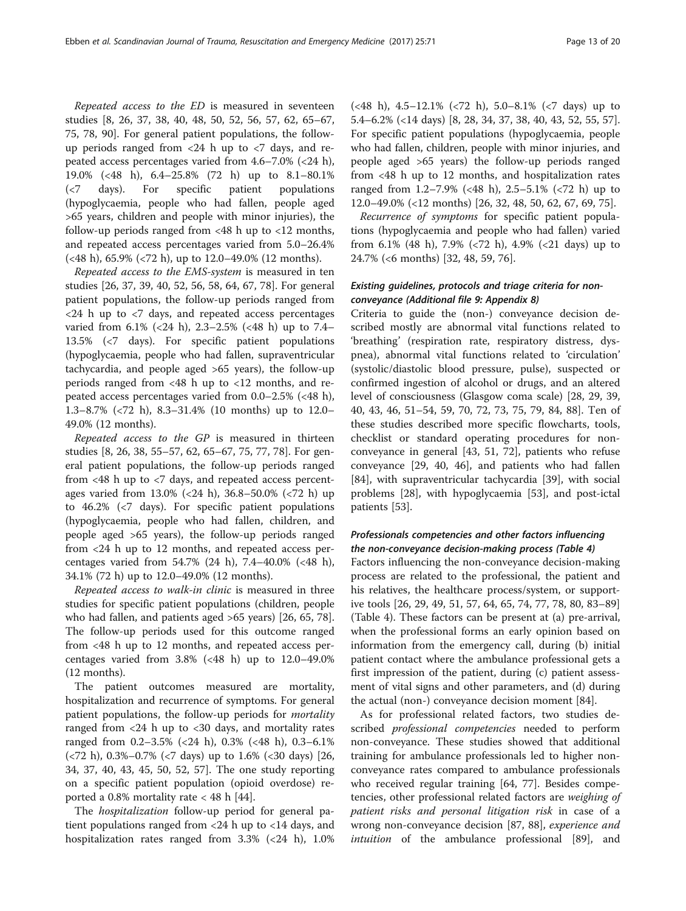*Repeated access to the ED* is measured in seventeen studies [8, 26, 37, 38, 40, 48, 50, 52, 56, 57, 62, 65–67, 75, 78, 90]. For general patient populations, the follow-up periods ranged from <24 h up to <7 days, and repeated access percentages varied from 4.6–7.0% (<24 h), 19.0% (<48 h), 6.4–25.8% (72 h) up to 8.1–80.1% (<7 days). For specific patient populations (hypoglycaemia, people who had fallen, people aged >65 years, children and people with minor injuries), the follow-up periods ranged from <48 h up to <12 months, and repeated access percentages varied from 5.0–26.4% (<48 h), 65.9% (<72 h), up to 12.0–49.0% (12 months).

*Repeated access to the EMS-system* is measured in ten studies [26, 37, 39, 40, 52, 56, 58, 64, 67, 78]. For general patient populations, the follow-up periods ranged from <24 h up to <7 days, and repeated access percentages varied from 6.1% (<24 h), 2.3–2.5% (<48 h) up to 7.4–13.5% (<7 days). For specific patient populations (hypoglycaemia, people who had fallen, supraventricular tachycardia, and people aged >65 years), the follow-up periods ranged from <48 h up to <12 months, and repeated access percentages varied from 0.0–2.5% (<48 h), 1.3–8.7% (<72 h), 8.3–31.4% (10 months) up to 12.0–49.0% (12 months).

*Repeated access to the GP* is measured in thirteen studies [8, 26, 38, 55–57, 62, 65–67, 75, 77, 78]. For general patient populations, the follow-up periods ranged from <48 h up to <7 days, and repeated access percentages varied from 13.0% (<24 h), 36.8–50.0% (<72 h) up to 46.2% (<7 days). For specific patient populations (hypoglycaemia, people who had fallen, children, and people aged >65 years), the follow-up periods ranged from <24 h up to 12 months, and repeated access percentages varied from 54.7% (24 h), 7.4–40.0% (<48 h), 34.1% (72 h) up to 12.0–49.0% (12 months).

*Repeated access to walk-in clinic* is measured in three studies for specific patient populations (children, people who had fallen, and patients aged >65 years) [26, 65, 78]. The follow-up periods used for this outcome ranged from <48 h up to 12 months, and repeated access percentages varied from 3.8% (<48 h) up to 12.0–49.0% (12 months).

The patient outcomes measured are mortality, hospitalization and recurrence of symptoms. For general patient populations, the follow-up periods for *mortality* ranged from <24 h up to <30 days, and mortality rates ranged from 0.2–3.5% (<24 h), 0.3% (<48 h), 0.3–6.1% (<72 h), 0.3%–0.7% (<7 days) up to 1.6% (<30 days) [26, 34, 37, 40, 43, 45, 50, 52, 57]. The one study reporting on a specific patient population (opioid overdose) reported a 0.8% mortality rate < 48 h [44].

The *hospitalization* follow-up period for general patient populations ranged from <24 h up to <14 days, and hospitalization rates ranged from 3.3% (<24 h), 1.0% (<48 h), 4.5–12.1% (<72 h), 5.0–8.1% (<7 days) up to 5.4–6.2% (<14 days) [8, 28, 34, 37, 38, 40, 43, 52, 55, 57]. For specific patient populations (hypoglycaemia, people who had fallen, children, people with minor injuries, and people aged >65 years) the follow-up periods ranged from <48 h up to 12 months, and hospitalization rates ranged from 1.2–7.9% (<48 h), 2.5–5.1% (<72 h) up to 12.0–49.0% (<12 months) [26, 32, 48, 50, 62, 67, 69, 75].

*Recurrence of symptoms* for specific patient populations (hypoglycaemia and people who had fallen) varied from 6.1% (48 h), 7.9% (<72 h), 4.9% (<21 days) up to 24.7% (<6 months) [32, 48, 59, 76].

### Existing guidelines, protocols and triage criteria for non-conveyance (Additional file 9: Appendix 8)

Criteria to guide the (non-) conveyance decision described mostly are abnormal vital functions related to 'breathing' (respiration rate, respiratory distress, dyspnea), abnormal vital functions related to 'circulation' (systolic/diastolic blood pressure, pulse), suspected or confirmed ingestion of alcohol or drugs, and an altered level of consciousness (Glasgow coma scale) [28, 29, 39, 40, 43, 46, 51–54, 59, 70, 72, 73, 75, 79, 84, 88]. Ten of these studies described more specific flowcharts, tools, checklist or standard operating procedures for non-conveyance in general [43, 51, 72], patients who refuse conveyance [29, 40, 46], and patients who had fallen [84], with supraventricular tachycardia [39], with social problems [28], with hypoglycaemia [53], and post-ictal patients [53].

### Professionals competencies and other factors influencing the non-conveyance decision-making process (Table 4)

Factors influencing the non-conveyance decision-making process are related to the professional, the patient and his relatives, the healthcare process/system, or supportive tools [26, 29, 49, 51, 57, 64, 65, 74, 77, 78, 80, 83–89] (Table 4). These factors can be present at (a) pre-arrival, when the professional forms an early opinion based on information from the emergency call, during (b) initial patient contact where the ambulance professional gets a first impression of the patient, during (c) patient assessment of vital signs and other parameters, and (d) during the actual (non-) conveyance decision moment [84].

As for professional related factors, two studies described *professional competencies* needed to perform non-conveyance. These studies showed that additional training for ambulance professionals led to higher non-conveyance rates compared to ambulance professionals who received regular training [64, 77]. Besides competencies, other professional related factors are *weighing of patient risks and personal litigation risk* in case of a wrong non-conveyance decision [87, 88], *experience and intuition* of the ambulance professional [89], and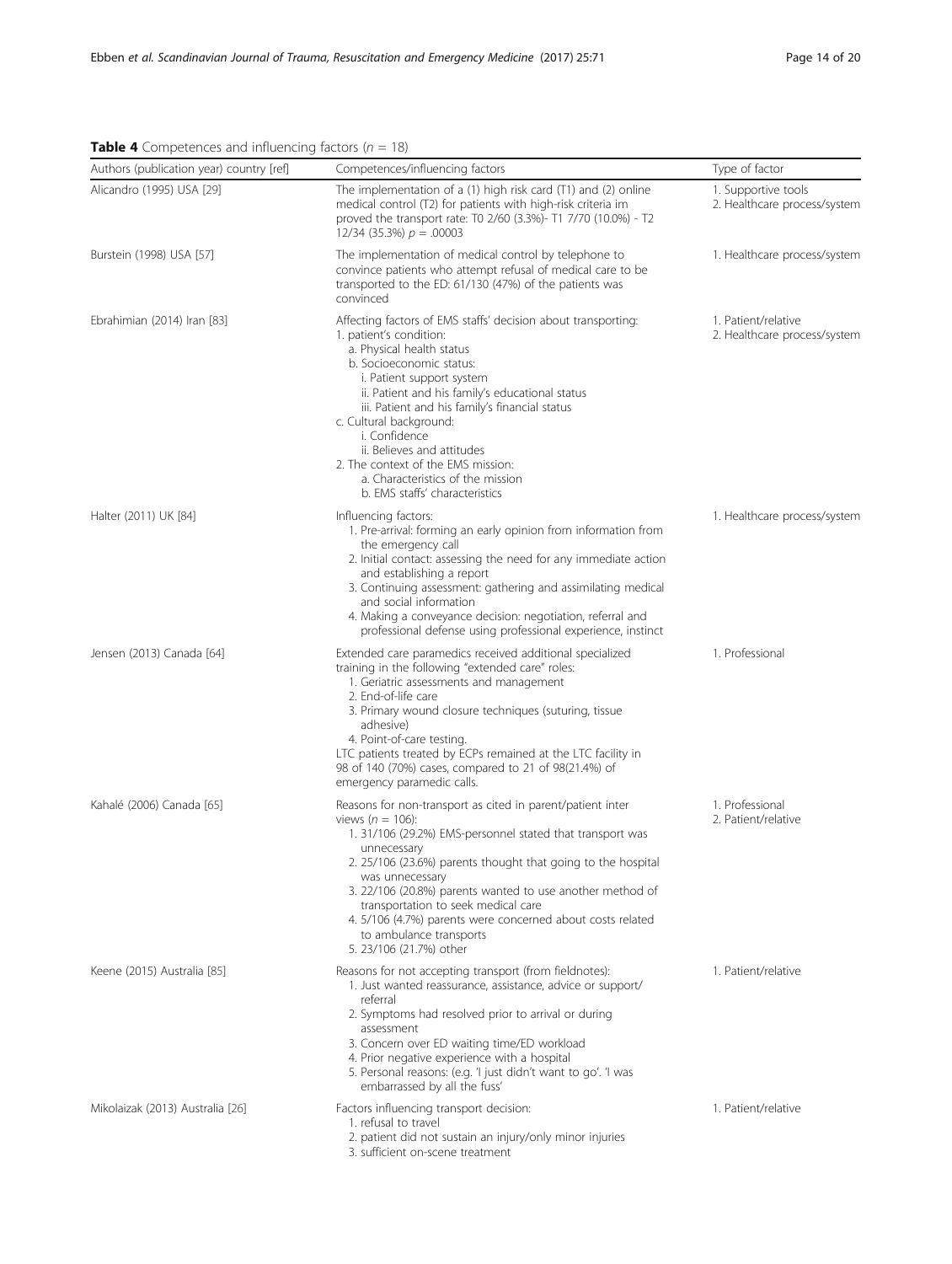**Table 4** Competences and influencing factors ($n$ = 18)

| Authors (publication year) country [ref] | Competences/influencing factors | Type of factor |
| --- | --- | --- |
| Alicandro (1995) USA [29] | The implementation of a (1) high risk card (T1) and (2) online medical control (T2) for patients with high-risk criteria im proved the transport rate: T0 2/60 (3.3%)- T1 7/70 (10.0%) - T2 12/34 (35.3%) $p$ = .00003 | 1. Supportive tools<br>2. Healthcare process/system |
| Burstein (1998) USA [57] | The implementation of medical control by telephone to convince patients who attempt refusal of medical care to be transported to the ED: 61/130 (47%) of the patients was convinced | 1. Healthcare process/system |
| Ebrahimian (2014) Iran [83] | Affecting factors of EMS staffs' decision about transporting:<br>1. patient's condition:<br>a. Physical health status<br>b. Socioeconomic status:<br>i. Patient support system<br>ii. Patient and his family's educational status<br>iii. Patient and his family's financial status<br>c. Cultural background:<br>i. Confidence<br>ii. Believes and attitudes<br>2. The context of the EMS mission:<br>a. Characteristics of the mission<br>b. EMS staffs' characteristics | 1. Patient/relative<br>2. Healthcare process/system |
| Halter (2011) UK [84] | Influencing factors:<br>1. Pre-arrival: forming an early opinion from information from the emergency call<br>2. Initial contact: assessing the need for any immediate action and establishing a report<br>3. Continuing assessment: gathering and assimilating medical and social information<br>4. Making a conveyance decision: negotiation, referral and professional defense using professional experience, instinct | 1. Healthcare process/system |
| Jensen (2013) Canada [64] | Extended care paramedics received additional specialized training in the following "extended care" roles:<br>1. Geriatric assessments and management<br>2. End-of-life care<br>3. Primary wound closure techniques (suturing, tissue adhesive)<br>4. Point-of-care testing.<br>LTC patients treated by ECPs remained at the LTC facility in 98 of 140 (70%) cases, compared to 21 of 98(21.4%) of emergency paramedic calls. | 1. Professional |
| Kahalé (2006) Canada [65] | Reasons for non-transport as cited in parent/patient inter views ($n$ = 106):<br>1. 31/106 (29.2%) EMS-personnel stated that transport was unnecessary<br>2. 25/106 (23.6%) parents thought that going to the hospital was unnecessary<br>3. 22/106 (20.8%) parents wanted to use another method of transportation to seek medical care<br>4. 5/106 (4.7%) parents were concerned about costs related to ambulance transports<br>5. 23/106 (21.7%) other | 1. Professional<br>2. Patient/relative |
| Keene (2015) Australia [85] | Reasons for not accepting transport (from fieldnotes):<br>1. Just wanted reassurance, assistance, advice or support/ referral<br>2. Symptoms had resolved prior to arrival or during assessment<br>3. Concern over ED waiting time/ED workload<br>4. Prior negative experience with a hospital<br>5. Personal reasons: (e.g. 'I just didn't want to go'. 'I was embarrassed by all the fuss' | 1. Patient/relative |
| Mikolaizak (2013) Australia [26] | Factors influencing transport decision:<br>1. refusal to travel<br>2. patient did not sustain an injury/only minor injuries<br>3. sufficient on-scene treatment | 1. Patient/relative |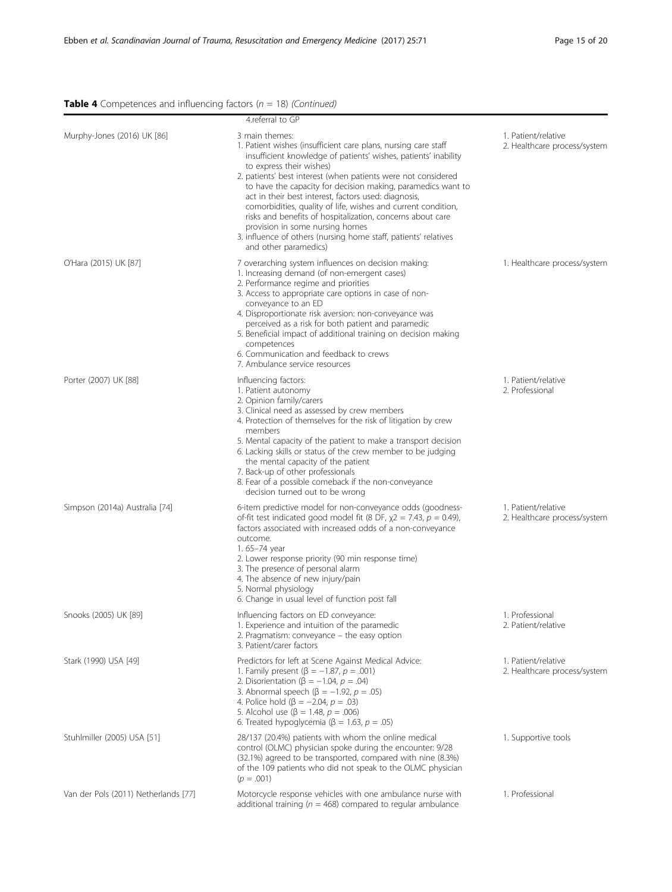**Table 4** Competences and influencing factors (*n* = 18) *(Continued)*

| | | |
|---|---|---|
| | 4.referral to GP | |
| Murphy-Jones (2016) UK [86] | 3 main themes:<br>1. Patient wishes (insufficient care plans, nursing care staff insufficient knowledge of patients' wishes, patients' inability to express their wishes)<br>2. patients' best interest (when patients were not considered to have the capacity for decision making, paramedics want to act in their best interest, factors used: diagnosis, comorbidities, quality of life, wishes and current condition, risks and benefits of hospitalization, concerns about care provision in some nursing homes<br>3. influence of others (nursing home staff, patients' relatives and other paramedics) | 1. Patient/relative<br>2. Healthcare process/system |
| O'Hara (2015) UK [87] | 7 overarching system influences on decision making:<br>1. Increasing demand (of non-emergent cases)<br>2. Performance regime and priorities<br>3. Access to appropriate care options in case of non-conveyance to an ED<br>4. Disproportionate risk aversion: non-conveyance was perceived as a risk for both patient and paramedic<br>5. Beneficial impact of additional training on decision making competences<br>6. Communication and feedback to crews<br>7. Ambulance service resources | 1. Healthcare process/system |
| Porter (2007) UK [88] | Influencing factors:<br>1. Patient autonomy<br>2. Opinion family/carers<br>3. Clinical need as assessed by crew members<br>4. Protection of themselves for the risk of litigation by crew members<br>5. Mental capacity of the patient to make a transport decision<br>6. Lacking skills or status of the crew member to be judging the mental capacity of the patient<br>7. Back-up of other professionals<br>8. Fear of a possible comeback if the non-conveyance decision turned out to be wrong | 1. Patient/relative<br>2. Professional |
| Simpson (2014a) Australia [74] | 6-item predictive model for non-conveyance odds (goodness-of-fit test indicated good model fit (8 DF, $\chi2 = 7.43$, $p = 0.49$), factors associated with increased odds of a non-conveyance outcome.<br>1. 65–74 year<br>2. Lower response priority (90 min response time)<br>3. The presence of personal alarm<br>4. The absence of new injury/pain<br>5. Normal physiology<br>6. Change in usual level of function post fall | 1. Patient/relative<br>2. Healthcare process/system |
| Snooks (2005) UK [89] | Influencing factors on ED conveyance:<br>1. Experience and intuition of the paramedic<br>2. Pragmatism: conveyance – the easy option<br>3. Patient/carer factors | 1. Professional<br>2. Patient/relative |
| Stark (1990) USA [49] | Predictors for left at Scene Against Medical Advice:<br>1. Family present ($\beta = -1.87$, $p = .001$)<br>2. Disorientation ($\beta = -1.04$, $p = .04$)<br>3. Abnormal speech ($\beta = -1.92$, $p = .05$)<br>4. Police hold ($\beta = -2.04$, $p = .03$)<br>5. Alcohol use ($\beta = 1.48$, $p = .006$)<br>6. Treated hypoglycemia ($\beta = 1.63$, $p = .05$) | 1. Patient/relative<br>2. Healthcare process/system |
| Stuhlmiller (2005) USA [51] | 28/137 (20.4%) patients with whom the online medical control (OLMC) physician spoke during the encounter: 9/28 (32.1%) agreed to be transported, compared with nine (8.3%) of the 109 patients who did not speak to the OLMC physician ($p = .001$) | 1. Supportive tools |
| Van der Pols (2011) Netherlands [77] | Motorcycle response vehicles with one ambulance nurse with additional training ($n = 468$) compared to regular ambulance | 1. Professional |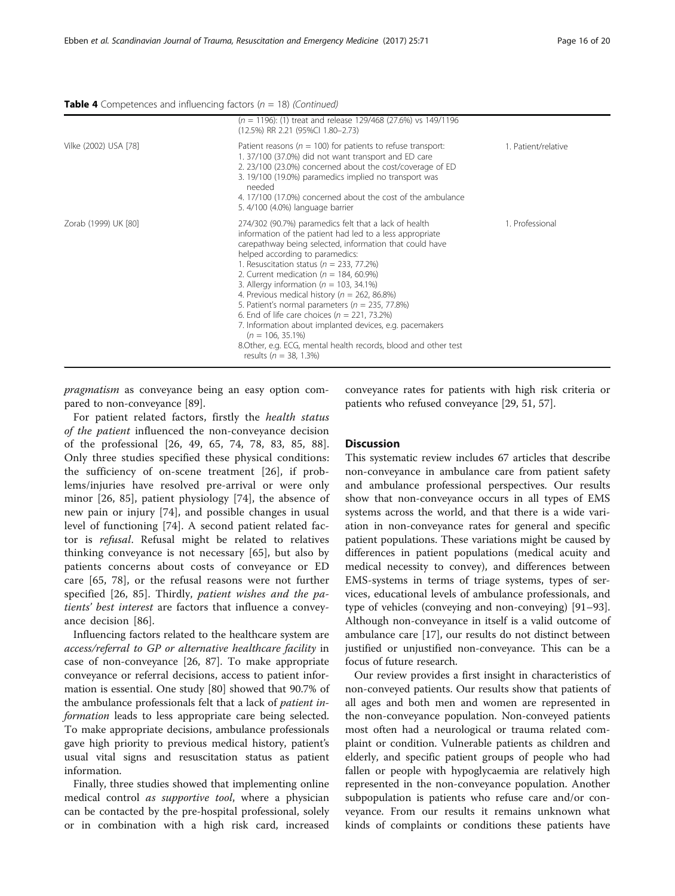**Table 4** Competences and influencing factors ($n$ = 18) *(Continued)*

| | | |
|---|---|---|
| | ($n$ = 1196): (1) treat and release 129/468 (27.6%) vs 149/1196 (12.5%) RR 2.21 (95%CI 1.80–2.73) | |
| Vilke (2002) USA [78] | Patient reasons ($n$ = 100) for patients to refuse transport:<br>1. 37/100 (37.0%) did not want transport and ED care<br>2. 23/100 (23.0%) concerned about the cost/coverage of ED<br>3. 19/100 (19.0%) paramedics implied no transport was needed<br>4. 17/100 (17.0%) concerned about the cost of the ambulance<br>5. 4/100 (4.0%) language barrier | 1. Patient/relative |
| Zorab (1999) UK [80] | 274/302 (90.7%) paramedics felt that a lack of health information of the patient had led to a less appropriate carepathway being selected, information that could have helped according to paramedics:<br>1. Resuscitation status ($n$ = 233, 77.2%)<br>2. Current medication ($n$ = 184, 60.9%)<br>3. Allergy information ($n$ = 103, 34.1%)<br>4. Previous medical history ($n$ = 262, 86.8%)<br>5. Patient's normal parameters ($n$ = 235, 77.8%)<br>6. End of life care choices ($n$ = 221, 73.2%)<br>7. Information about implanted devices, e.g. pacemakers ($n$ = 106, 35.1%)<br>8.Other, e.g. ECG, mental health records, blood and other test results ($n$ = 38, 1.3%) | 1. Professional |

*pragmatism* as conveyance being an easy option compared to non-conveyance [89].

For patient related factors, firstly the *health status of the patient* influenced the non-conveyance decision of the professional [26, 49, 65, 74, 78, 83, 85, 88]. Only three studies specified these physical conditions: the sufficiency of on-scene treatment [26], if problems/injuries have resolved pre-arrival or were only minor [26, 85], patient physiology [74], the absence of new pain or injury [74], and possible changes in usual level of functioning [74]. A second patient related factor is *refusal*. Refusal might be related to relatives thinking conveyance is not necessary [65], but also by patients concerns about costs of conveyance or ED care [65, 78], or the refusal reasons were not further specified [26, 85]. Thirdly, *patient wishes and the patients' best interest* are factors that influence a conveyance decision [86].

Influencing factors related to the healthcare system are *access/referral to GP or alternative healthcare facility* in case of non-conveyance [26, 87]. To make appropriate conveyance or referral decisions, access to patient information is essential. One study [80] showed that 90.7% of the ambulance professionals felt that a lack of *patient information* leads to less appropriate care being selected. To make appropriate decisions, ambulance professionals gave high priority to previous medical history, patient's usual vital signs and resuscitation status as patient information.

Finally, three studies showed that implementing online medical control *as supportive tool*, where a physician can be contacted by the pre-hospital professional, solely or in combination with a high risk card, increased conveyance rates for patients with high risk criteria or patients who refused conveyance [29, 51, 57].

## Discussion

This systematic review includes 67 articles that describe non-conveyance in ambulance care from patient safety and ambulance professional perspectives. Our results show that non-conveyance occurs in all types of EMS systems across the world, and that there is a wide variation in non-conveyance rates for general and specific patient populations. These variations might be caused by differences in patient populations (medical acuity and medical necessity to convey), and differences between EMS-systems in terms of triage systems, types of services, educational levels of ambulance professionals, and type of vehicles (conveying and non-conveying) [91–93]. Although non-conveyance in itself is a valid outcome of ambulance care [17], our results do not distinct between justified or unjustified non-conveyance. This can be a focus of future research.

Our review provides a first insight in characteristics of non-conveyed patients. Our results show that patients of all ages and both men and women are represented in the non-conveyance population. Non-conveyed patients most often had a neurological or trauma related complaint or condition. Vulnerable patients as children and elderly, and specific patient groups of people who had fallen or people with hypoglycaemia are relatively high represented in the non-conveyance population. Another subpopulation is patients who refuse care and/or conveyance. From our results it remains unknown what kinds of complaints or conditions these patients have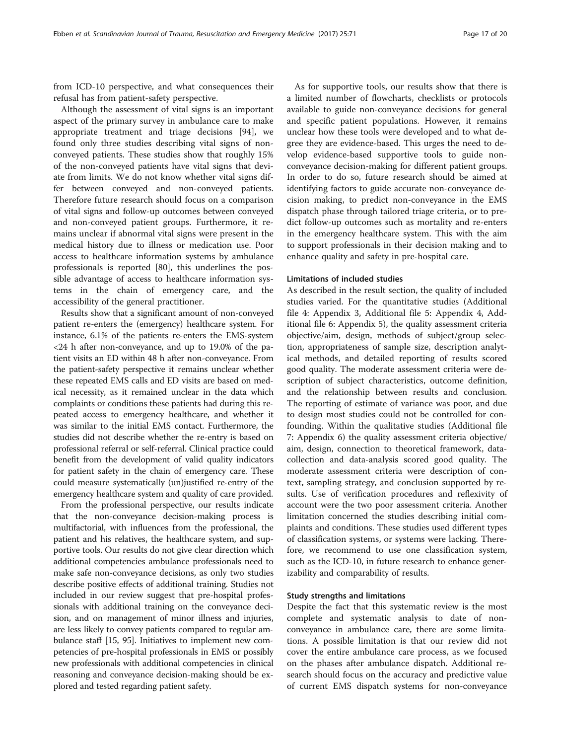from ICD-10 perspective, and what consequences their refusal has from patient-safety perspective.

Although the assessment of vital signs is an important aspect of the primary survey in ambulance care to make appropriate treatment and triage decisions [94], we found only three studies describing vital signs of non-conveyed patients. These studies show that roughly 15% of the non-conveyed patients have vital signs that deviate from limits. We do not know whether vital signs differ between conveyed and non-conveyed patients. Therefore future research should focus on a comparison of vital signs and follow-up outcomes between conveyed and non-conveyed patient groups. Furthermore, it remains unclear if abnormal vital signs were present in the medical history due to illness or medication use. Poor access to healthcare information systems by ambulance professionals is reported [80], this underlines the possible advantage of access to healthcare information systems in the chain of emergency care, and the accessibility of the general practitioner.

Results show that a significant amount of non-conveyed patient re-enters the (emergency) healthcare system. For instance, 6.1% of the patients re-enters the EMS-system <24 h after non-conveyance, and up to 19.0% of the patient visits an ED within 48 h after non-conveyance. From the patient-safety perspective it remains unclear whether these repeated EMS calls and ED visits are based on medical necessity, as it remained unclear in the data which complaints or conditions these patients had during this repeated access to emergency healthcare, and whether it was similar to the initial EMS contact. Furthermore, the studies did not describe whether the re-entry is based on professional referral or self-referral. Clinical practice could benefit from the development of valid quality indicators for patient safety in the chain of emergency care. These could measure systematically (un)justified re-entry of the emergency healthcare system and quality of care provided.

From the professional perspective, our results indicate that the non-conveyance decision-making process is multifactorial, with influences from the professional, the patient and his relatives, the healthcare system, and supportive tools. Our results do not give clear direction which additional competencies ambulance professionals need to make safe non-conveyance decisions, as only two studies describe positive effects of additional training. Studies not included in our review suggest that pre-hospital professionals with additional training on the conveyance decision, and on management of minor illness and injuries, are less likely to convey patients compared to regular ambulance staff [15, 95]. Initiatives to implement new competencies of pre-hospital professionals in EMS or possibly new professionals with additional competencies in clinical reasoning and conveyance decision-making should be explored and tested regarding patient safety.

As for supportive tools, our results show that there is a limited number of flowcharts, checklists or protocols available to guide non-conveyance decisions for general and specific patient populations. However, it remains unclear how these tools were developed and to what degree they are evidence-based. This urges the need to develop evidence-based supportive tools to guide non-conveyance decision-making for different patient groups. In order to do so, future research should be aimed at identifying factors to guide accurate non-conveyance decision making, to predict non-conveyance in the EMS dispatch phase through tailored triage criteria, or to predict follow-up outcomes such as mortality and re-enters in the emergency healthcare system. This with the aim to support professionals in their decision making and to enhance quality and safety in pre-hospital care.

#### Limitations of included studies

As described in the result section, the quality of included studies varied. For the quantitative studies (Additional file 4: Appendix 3, Additional file 5: Appendix 4, Additional file 6: Appendix 5), the quality assessment criteria objective/aim, design, methods of subject/group selection, appropriateness of sample size, description analytical methods, and detailed reporting of results scored good quality. The moderate assessment criteria were description of subject characteristics, outcome definition, and the relationship between results and conclusion. The reporting of estimate of variance was poor, and due to design most studies could not be controlled for confounding. Within the qualitative studies (Additional file 7: Appendix 6) the quality assessment criteria objective/aim, design, connection to theoretical framework, data-collection and data-analysis scored good quality. The moderate assessment criteria were description of context, sampling strategy, and conclusion supported by results. Use of verification procedures and reflexivity of account were the two poor assessment criteria. Another limitation concerned the studies describing initial complaints and conditions. These studies used different types of classification systems, or systems were lacking. Therefore, we recommend to use one classification system, such as the ICD-10, in future research to enhance generizability and comparability of results.

#### Study strengths and limitations

Despite the fact that this systematic review is the most complete and systematic analysis to date of non-conveyance in ambulance care, there are some limitations. A possible limitation is that our review did not cover the entire ambulance care process, as we focused on the phases after ambulance dispatch. Additional research should focus on the accuracy and predictive value of current EMS dispatch systems for non-conveyance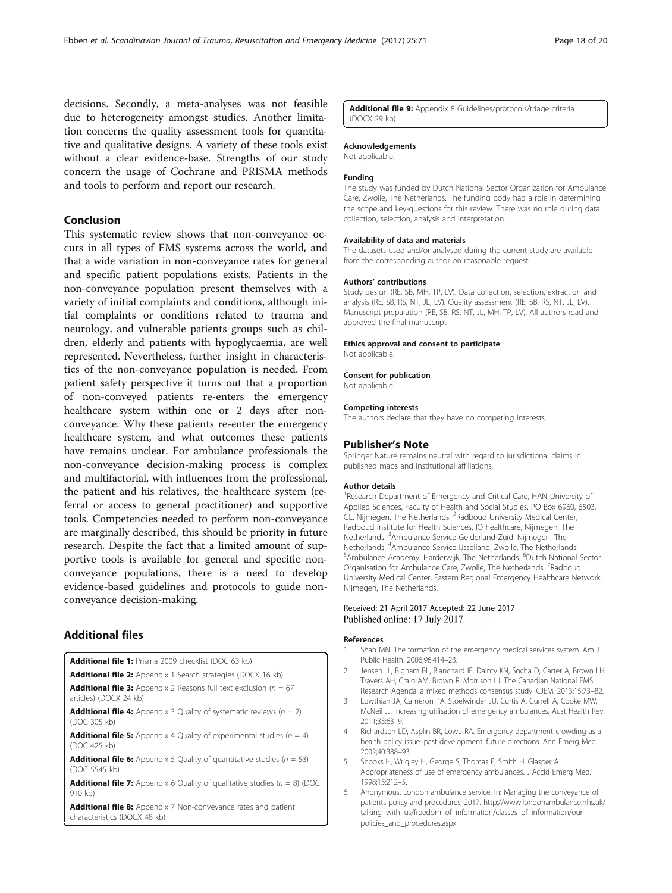decisions. Secondly, a meta-analyses was not feasible due to heterogeneity amongst studies. Another limitation concerns the quality assessment tools for quantitative and qualitative designs. A variety of these tools exist without a clear evidence-base. Strengths of our study concern the usage of Cochrane and PRISMA methods and tools to perform and report our research.

## Conclusion

This systematic review shows that non-conveyance occurs in all types of EMS systems across the world, and that a wide variation in non-conveyance rates for general and specific patient populations exists. Patients in the non-conveyance population present themselves with a variety of initial complaints and conditions, although initial complaints or conditions related to trauma and neurology, and vulnerable patients groups such as children, elderly and patients with hypoglycaemia, are well represented. Nevertheless, further insight in characteristics of the non-conveyance population is needed. From patient safety perspective it turns out that a proportion of non-conveyed patients re-enters the emergency healthcare system within one or 2 days after non-conveyance. Why these patients re-enter the emergency healthcare system, and what outcomes these patients have remains unclear. For ambulance professionals the non-conveyance decision-making process is complex and multifactorial, with influences from the professional, the patient and his relatives, the healthcare system (referral or access to general practitioner) and supportive tools. Competencies needed to perform non-conveyance are marginally described, this should be priority in future research. Despite the fact that a limited amount of supportive tools is available for general and specific non-conveyance populations, there is a need to develop evidence-based guidelines and protocols to guide non-conveyance decision-making.

## Additional files

**Additional file 1:** Prisma 2009 checklist (DOC 63 kb)

**Additional file 2:** Appendix 1 Search strategies (DOCX 16 kb)

**Additional file 3:** Appendix 2 Reasons full text exclusion ($n = 67$ articles) (DOCX 24 kb)

**Additional file 4:** Appendix 3 Quality of systematic reviews ($n = 2$) (DOC 305 kb)

**Additional file 5:** Appendix 4 Quality of experimental studies ($n = 4$) (DOC 425 kb)

**Additional file 6:** Appendix 5 Quality of quantitative studies ($n = 53$) (DOC 5545 kb)

**Additional file 7:** Appendix 6 Quality of qualitative studies ($n = 8$) (DOC 910 kb)

**Additional file 8:** Appendix 7 Non-conveyance rates and patient characteristics (DOCX 48 kb)

**Additional file 9:** Appendix 8 Guidelines/protocols/triage criteria (DOCX 29 kb)

#### Acknowledgements
Not applicable.

#### Funding
The study was funded by Dutch National Sector Organization for Ambulance Care, Zwolle, The Netherlands. The funding body had a role in determining the scope and key-questions for this review. There was no role during data collection, selection, analysis and interpretation.

#### Availability of data and materials
The datasets used and/or analysed during the current study are available from the corresponding author on reasonable request.

#### Authors' contributions
Study design (RE, SB, MH, TP, LV). Data collection, selection, extraction and analysis (RE, SB, RS, NT, JL, LV). Quality assessment (RE, SB, RS, NT, JL, LV). Manuscript preparation (RE, SB, RS, NT, JL, MH, TP, LV). All authors read and approved the final manuscript

#### Ethics approval and consent to participate
Not applicable.

#### Consent for publication
Not applicable.

#### Competing interests
The authors declare that they have no competing interests.

## Publisher's Note

Springer Nature remains neutral with regard to jurisdictional claims in published maps and institutional affiliations.

#### Author details
[1]Research Department of Emergency and Critical Care, HAN University of Applied Sciences, Faculty of Health and Social Studies, PO Box 6960, 6503, GL, Nijmegen, The Netherlands. [2]Radboud University Medical Center, Radboud Institute for Health Sciences, IQ healthcare, Nijmegen, The Netherlands. [3]Ambulance Service Gelderland-Zuid, Nijmegen, The Netherlands. [4]Ambulance Service IJsselland, Zwolle, The Netherlands. [5]Ambulance Academy, Harderwijk, The Netherlands. [6]Dutch National Sector Organisation for Ambulance Care, Zwolle, The Netherlands. [7]Radboud University Medical Center, Eastern Regional Emergency Healthcare Network, Nijmegen, The Netherlands.

Received: 21 April 2017 Accepted: 22 June 2017
Published online: 17 July 2017

#### References

1. Shah MN. The formation of the emergency medical services system. Am J Public Health. 2006;96:414–23.
2. Jensen JL, Bigham BL, Blanchard IE, Dainty KN, Socha D, Carter A, Brown LH, Travers AH, Craig AM, Brown R, Morrison LJ. The Canadian National EMS Research Agenda: a mixed methods consensus study. CJEM. 2013;15:73–82.
3. Lowthian JA, Cameron PA, Stoelwinder JU, Curtis A, Currell A, Cooke MW, McNeil JJ. Increasing utilisation of emergency ambulances. Aust Health Rev. 2011;35:63–9.
4. Richardson LD, Asplin BR, Lowe RA. Emergency department crowding as a health policy issue: past development, future directions. Ann Emerg Med. 2002;40:388–93.
5. Snooks H, Wrigley H, George S, Thomas E, Smith H, Glasper A. Appropriateness of use of emergency ambulances. J Accid Emerg Med. 1998;15:212–5.
6. Anonymous. London ambulance service. In: Managing the conveyance of patients policy and procedures; 2017. http://www.londonambulance.nhs.uk/talking_with_us/freedom_of_information/classes_of_information/our_policies_and_procedures.aspx.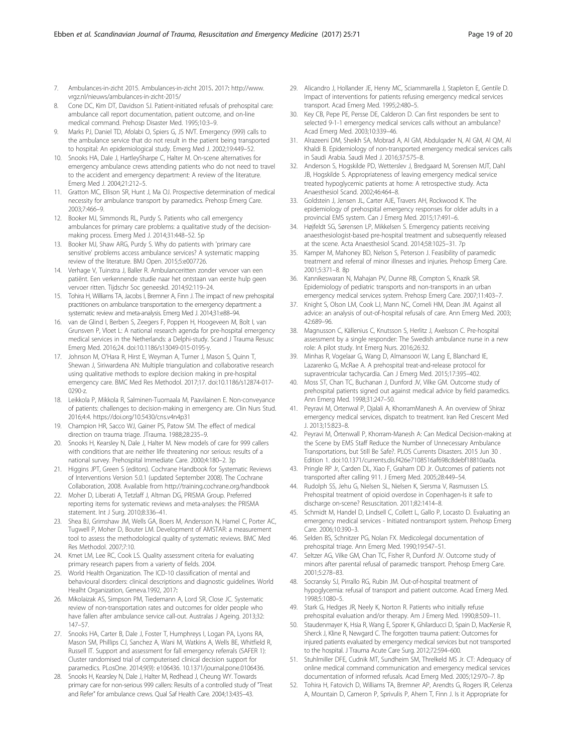7. Ambulances-in-zicht 2015. Ambulances-in-zicht 2015. 2017: http://www.vrgz.nl/nieuws/ambulances-in-zicht-2015/
8. Cone DC, Kim DT, Davidson SJ. Patient-initiated refusals of prehospital care: ambulance call report documentation, patient outcome, and on-line medical command. Prehosp Disaster Med. 1995;10:3–9.
9. Marks PJ, Daniel TD, Afolabi O, Spiers G, JS NVT. Emergency (999) calls to the ambulance service that do not result in the patient being transported to hospital: An epidemiological study. Emerg Med J. 2002;19:449–52.
10. Snooks HA, Dale J, HartleySharpe C, Halter M. On-scene alternatives for emergency ambulance crews attending patients who do not need to travel to the accident and emergency department: A review of the literature. Emerg Med J. 2004;21:212–5.
11. Gratton MC, Ellison SR, Hunt J, Ma OJ. Prospective determination of medical necessity for ambulance transport by paramedics. Prehosp Emerg Care. 2003;7:466–9.
12. Booker MJ, Simmonds RL, Purdy S. Patients who call emergency ambulances for primary care problems: a qualitative study of the decision-making process. Emerg Med J. 2014;31:448–52. 5p
13. Booker MJ, Shaw ARG, Purdy S. Why do patients with 'primary care sensitive' problems access ambulance services? A systematic mapping review of the literature. BMJ Open. 2015;5:e007726.
14. Verhage V, Tuinstra J, Baller R. Ambulanceritten zonder vervoer van een patiënt. Een verkennende studie naar het ontstaan van eerste hulp geen vervoer ritten. Tijdschr Soc geneeskd. 2014;92:119–24.
15. Tohira H, Williams TA, Jacobs I, Bremner A, Finn J. The impact of new prehospital practitioners on ambulance transportation to the emergency department: a systematic review and meta-analysis. Emerg Med J. 2014;31:e88–94.
16. van de Glind I, Berben S, Zeegers F, Poppen H, Hoogeveen M, Bolt I, van Grunsven P, Vloet L: A national research agenda for pre-hospital emergency medical services in the Netherlands: a Delphi-study. Scand J Trauma Resusc Emerg Med. 2016;24. doi:10.1186/s13049-015-0195-y.
17. Johnson M, O'Hara R, Hirst E, Weyman A, Turner J, Mason S, Quinn T, Shewan J, Siriwardena AN: Multiple triangulation and collaborative research using qualitative methods to explore decision making in pre-hospital emergency care. BMC Med Res Methodol. 2017;17. doi:10.1186/s12874-017-0290-z.
18. Leikkola P, Mikkola R, Salminen-Tuomaala M, Paavilainen E. Non-conveyance of patients: challenges to decision-making in emergency are. Clin Nurs Stud. 2016;4:4. https://doi.org/10.5430/cns.v4n4p31
19. Champion HR, Sacco WJ, Gainer PS, Patow SM. The effect of medical direction on trauma triage. JTrauma. 1988;28:235–9.
20. Snooks H, Kearsley N, Dale J, Halter M. New models of care for 999 callers with conditions that are neither life threatening nor serious: results of a national survey. Prehospital Immediate Care. 2000;4:180–2. 3p
21. Higgins JPT, Green S (editors). Cochrane Handbook for Systematic Reviews of Interventions Version 5.0.1 (updated September 2008). The Cochrane Collaboration, 2008. Available from http://training.cochrane.org/handbook
22. Moher D, Liberati A, Tetzlaff J, Altman DG, PRISMA Group. Preferred reporting items for systematic reviews and meta-analyses: the PRISMA statement. Int J Surg. 2010;8:336–41.
23. Shea BJ, Grimshaw JM, Wells GA, Boers M, Andersson N, Hamel C, Porter AC, Tugwell P, Moher D, Bouter LM. Development of AMSTAR: a measurement tool to assess the methodological quality of systematic reviews. BMC Med Res Methodol. 2007;7:10.
24. Kmet LM, Lee RC, Cook LS. Quality assessment criteria for evaluating primary research papers from a varierty of fields. 2004.
25. World Health Organization. The ICD-10 classification of mental and behavioural disorders: clinical descriptions and diagnostic guidelines. World Healht Organization, Geneva.1992, 2017:
26. Mikolaizak AS, Simpson PM, Tiedemann A, Lord SR, Close JC. Systematic review of non-transportation rates and outcomes for older people who have fallen after ambulance service call-out. Australas J Ageing. 2013;32:147–57.
27. Snooks HA, Carter B, Dale J, Foster T, Humphreys I, Logan PA, Lyons RA, Mason SM, Phillips CJ, Sanchez A, Wani M, Watkins A, Wells BE, Whitfield R, Russell IT. Support and assessment for fall emergency referrals (SAFER 1): Cluster randomised trial of computerised clinical decision support for paramedics. PLosOne. 2014;9(9): e106436. 10.1371/journal.pone.0106436.
28. Snooks H, Kearsley N, Dale J, Halter M, Redhead J, Cheung WY. Towards primary care for non-serious 999 callers: Results of a controlled study of "Treat and Refer" for ambulance crews. Qual Saf Health Care. 2004;13:435–43.
29. Alicandro J, Hollander JE, Henry MC, Sciammarella J, Stapleton E, Gentile D. Impact of interventions for patients refusing emergency medical services transport. Acad Emerg Med. 1995;2:480–5.
30. Key CB, Pepe PE, Persse DE, Calderon D. Can first responders be sent to selected 9-1-1 emergency medical services calls without an ambulance? Acad Emerg Med. 2003;10:339–46.
31. Alrazeeni DM, Sheikh SA, Mobrad A, Al GM, Abdulqader N, Al GM, Al QM, Al Khaldi B. Epidemiology of non-transported emergency medical services calls in Saudi Arabia. Saudi Med J. 2016;37:575–8.
32. Anderson S, Hogskilde PD, Wetterslev J, Bredgaard M, Sorensen MJT, Dahl JB, Hogskilde S. Appropriateness of leaving emergency medical service treated hypoglycemic patients at home: A retrospective study. Acta Anaesthesiol Scand. 2002;46:464–8.
33. Goldstein J, Jensen JL, Carter AJE, Travers AH, Rockwood K. The epidemiology of prehospital emergency responses for older adults in a provincial EMS system. Can J Emerg Med. 2015;17:491–6.
34. Højfeldt SG, Sørensen LP, Mikkelsen S. Emergency patients receiving anaesthesiologist-based pre-hospital treatment and subsequently released at the scene. Acta Anaesthesiol Scand. 2014;58:1025–31. 7p
35. Kamper M, Mahoney BD, Nelson S, Peterson J. Feasibility of paramedic treatment and referral of minor illnesses and injuries. Prehosp Emerg Care. 2001;5:371–8. 8p
36. Kannikeswaran N, Mahajan PV, Dunne RB, Compton S, Knazik SR. Epidemiology of pediatric transports and non-transports in an urban emergency medical services system. Prehosp Emerg Care. 2007;11:403–7.
37. Knight S, Olson LM, Cook LJ, Mann NC, Corneli HM, Dean JM. Against all advice: an analysis of out-of-hospital refusals of care. Ann Emerg Med. 2003;42:689–96.
38. Magnusson C, Källenius C, Knutsson S, Herlitz J, Axelsson C. Pre-hospital assessment by a single responder: The Swedish ambulance nurse in a new role: A pilot study. Int Emerg Nurs. 2016;26:32.
39. Minhas R, Vogelaar G, Wang D, Almansoori W, Lang E, Blanchard IE, Lazarenko G, McRae A. A prehospital treat-and-release protocol for supraventricular tachycardia. Can J Emerg Med. 2015;17:395–402.
40. Moss ST, Chan TC, Buchanan J, Dunford JV, Vilke GM. Outcome study of prehospital patients signed out against medical advice by field paramedics. Ann Emerg Med. 1998;31:247–50.
41. Peyravi M, Ortenwal P, Djalali A, KhorramManesh A. An overview of Shiraz emergency medical services, dispatch to treatment. Iran Red Crescent Med J. 2013;15:823–8.
42. Peyravi M, Örtenwall P, Khorram-Manesh A: Can Medical Decision-making at the Scene by EMS Staff Reduce the Number of Unnecessary Ambulance Transportations, but Still Be Safe?. PLOS Currents Disasters. 2015 Jun 30 . Edition 1. doi:10.1371/currents.dis.f426e7108516af698c8debf18810aa0a.
43. Pringle RP Jr, Carden DL, Xiao F, Graham DD Jr. Outcomes of patients not transported after calling 911. J Emerg Med. 2005;28:449–54.
44. Rudolph SS, Jehu G, Nielsen SL, Nielsen K, Siersma V, Rasmussen LS. Prehospital treatment of opioid overdose in Copenhagen-Is it safe to discharge on-scene? Resuscitation. 2011;82:1414–8.
45. Schmidt M, Handel D, Lindsell C, Collett L, Gallo P, Locasto D. Evaluating an emergency medical services - Initiated nontransport system. Prehosp Emerg Care. 2006;10:390–3.
46. Selden BS, Schnitzer PG, Nolan FX. Medicolegal documentation of prehospital triage. Ann Emerg Med. 1990;19:547–51.
47. Seltzer AG, Vilke GM, Chan TC, Fisher R, Dunford JV. Outcome study of minors after parental refusal of paramedic transport. Prehosp Emerg Care. 2001;5:278–83.
48. Socransky SJ, Pirrallo RG, Rubin JM. Out-of-hospital treatment of hypoglycemia: refusal of transport and patient outcome. Acad Emerg Med. 1998;5:1080–5.
49. Stark G, Hedges JR, Neely K, Norton R. Patients who initially refuse prehospital evaluation and/or therapy. Am J Emerg Med. 1990;8:509–11.
50. Staudenmayer K, Hsia R, Wang E, Sporer K, Ghilarducci D, Spain D, MacKersie R, Sherck J, Kline R, Newgard C. The forgotten trauma patient: Outcomes for injured patients evaluated by emergency medical services but not transported to the hospital. J Trauma Acute Care Surg. 2012;72:594–600.
51. Stuhlmiller DFE, Cudnik MT, Sundheim SM, Threlkeld MS Jr. CT: Adequacy of online medical command communication and emergency medical services documentation of informed refusals. Acad Emerg Med. 2005;12:970–7. 8p
52. Tohira H, Fatovich D, Williams TA, Bremner AP, Arendts G, Rogers IR, Celenza A, Mountain D, Cameron P, Sprivulis P, Ahern T, Finn J. Is it Appropriate for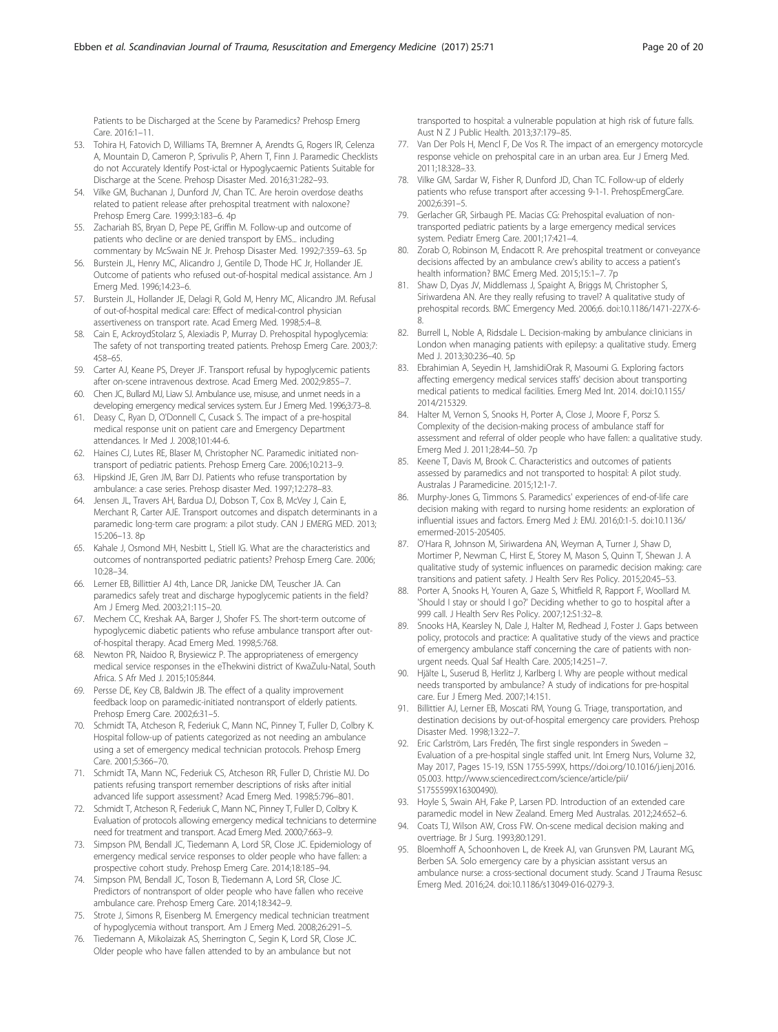Patients to be Discharged at the Scene by Paramedics? Prehosp Emerg Care. 2016:1–11.

53. Tohira H, Fatovich D, Williams TA, Bremner A, Arendts G, Rogers IR, Celenza A, Mountain D, Cameron P, Sprivulis P, Ahern T, Finn J. Paramedic Checklists do not Accurately Identify Post-ictal or Hypoglycaemic Patients Suitable for Discharge at the Scene. Prehosp Disaster Med. 2016;31:282–93.
54. Vilke GM, Buchanan J, Dunford JV, Chan TC. Are heroin overdose deaths related to patient release after prehospital treatment with naloxone? Prehosp Emerg Care. 1999;3:183–6. 4p
55. Zachariah BS, Bryan D, Pepe PE, Griffin M. Follow-up and outcome of patients who decline or are denied transport by EMS... including commentary by McSwain NE Jr. Prehosp Disaster Med. 1992;7:359–63. 5p
56. Burstein JL, Henry MC, Alicandro J, Gentile D, Thode HC Jr, Hollander JE. Outcome of patients who refused out-of-hospital medical assistance. Am J Emerg Med. 1996;14:23–6.
57. Burstein JL, Hollander JE, Delagi R, Gold M, Henry MC, Alicandro JM. Refusal of out-of-hospital medical care: Effect of medical-control physician assertiveness on transport rate. Acad Emerg Med. 1998;5:4–8.
58. Cain E, AckroydStolarz S, Alexiadis P, Murray D. Prehospital hypoglycemia: The safety of not transporting treated patients. Prehosp Emerg Care. 2003;7: 458–65.
59. Carter AJ, Keane PS, Dreyer JF. Transport refusal by hypoglycemic patients after on-scene intravenous dextrose. Acad Emerg Med. 2002;9:855–7.
60. Chen JC, Bullard MJ, Liaw SJ. Ambulance use, misuse, and unmet needs in a developing emergency medical services system. Eur J Emerg Med. 1996;3:73–8.
61. Deasy C, Ryan D, O'Donnell C, Cusack S. The impact of a pre-hospital medical response unit on patient care and Emergency Department attendances. Ir Med J. 2008;101:44-6.
62. Haines CJ, Lutes RE, Blaser M, Christopher NC. Paramedic initiated non-transport of pediatric patients. Prehosp Emerg Care. 2006;10:213–9.
63. Hipskind JE, Gren JM, Barr DJ. Patients who refuse transportation by ambulance: a case series. Prehosp disaster Med. 1997;12:278–83.
64. Jensen JL, Travers AH, Bardua DJ, Dobson T, Cox B, McVey J, Cain E, Merchant R, Carter AJE. Transport outcomes and dispatch determinants in a paramedic long-term care program: a pilot study. CAN J EMERG MED. 2013; 15:206–13. 8p
65. Kahale J, Osmond MH, Nesbitt L, Stiell IG. What are the characteristics and outcomes of nontransported pediatric patients? Prehosp Emerg Care. 2006; 10:28–34.
66. Lerner EB, Billittier AJ 4th, Lance DR, Janicke DM, Teuscher JA. Can paramedics safely treat and discharge hypoglycemic patients in the field? Am J Emerg Med. 2003;21:115–20.
67. Mechem CC, Kreshak AA, Barger J, Shofer FS. The short-term outcome of hypoglycemic diabetic patients who refuse ambulance transport after out-of-hospital therapy. Acad Emerg Med. 1998;5:768.
68. Newton PR, Naidoo R, Brysiewicz P. The appropriateness of emergency medical service responses in the eThekwini district of KwaZulu-Natal, South Africa. S Afr Med J. 2015;105:844.
69. Persse DE, Key CB, Baldwin JB. The effect of a quality improvement feedback loop on paramedic-initiated nontransport of elderly patients. Prehosp Emerg Care. 2002;6:31–5.
70. Schmidt TA, Atcheson R, Federiuk C, Mann NC, Pinney T, Fuller D, Colbry K. Hospital follow-up of patients categorized as not needing an ambulance using a set of emergency medical technician protocols. Prehosp Emerg Care. 2001;5:366–70.
71. Schmidt TA, Mann NC, Federiuk CS, Atcheson RR, Fuller D, Christie MJ. Do patients refusing transport remember descriptions of risks after initial advanced life support assessment? Acad Emerg Med. 1998;5:796–801.
72. Schmidt T, Atcheson R, Federiuk C, Mann NC, Pinney T, Fuller D, Colbry K. Evaluation of protocols allowing emergency medical technicians to determine need for treatment and transport. Acad Emerg Med. 2000;7:663–9.
73. Simpson PM, Bendall JC, Tiedemann A, Lord SR, Close JC. Epidemiology of emergency medical service responses to older people who have fallen: a prospective cohort study. Prehosp Emerg Care. 2014;18:185–94.
74. Simpson PM, Bendall JC, Toson B, Tiedemann A, Lord SR, Close JC. Predictors of nontransport of older people who have fallen who receive ambulance care. Prehosp Emerg Care. 2014;18:342–9.
75. Strote J, Simons R, Eisenberg M. Emergency medical technician treatment of hypoglycemia without transport. Am J Emerg Med. 2008;26:291–5.
76. Tiedemann A, Mikolaizak AS, Sherrington C, Segin K, Lord SR, Close JC. Older people who have fallen attended to by an ambulance but not transported to hospital: a vulnerable population at high risk of future falls. Aust N Z J Public Health. 2013;37:179–85.
77. Van Der Pols H, Mencl F, De Vos R. The impact of an emergency motorcycle response vehicle on prehospital care in an urban area. Eur J Emerg Med. 2011;18:328–33.
78. Vilke GM, Sardar W, Fisher R, Dunford JD, Chan TC. Follow-up of elderly patients who refuse transport after accessing 9-1-1. PrehospEmergCare. 2002;6:391–5.
79. Gerlacher GR, Sirbaugh PE. Macias CG: Prehospital evaluation of non-transported pediatric patients by a large emergency medical services system. Pediatr Emerg Care. 2001;17:421–4.
80. Zorab O, Robinson M, Endacott R. Are prehospital treatment or conveyance decisions affected by an ambulance crew's ability to access a patient's health information? BMC Emerg Med. 2015;15:1–7. 7p
81. Shaw D, Dyas JV, Middlemass J, Spaight A, Briggs M, Christopher S, Siriwardena AN. Are they really refusing to travel? A qualitative study of prehospital records. BMC Emergency Med. 2006;6. doi:10.1186/1471-227X-6-8.
82. Burrell L, Noble A, Ridsdale L. Decision-making by ambulance clinicians in London when managing patients with epilepsy: a qualitative study. Emerg Med J. 2013;30:236–40. 5p
83. Ebrahimian A, Seyedin H, JamshidiOrak R, Masoumi G. Exploring factors affecting emergency medical services staffs' decision about transporting medical patients to medical facilities. Emerg Med Int. 2014. doi:10.1155/2014/215329.
84. Halter M, Vernon S, Snooks H, Porter A, Close J, Moore F, Porsz S. Complexity of the decision-making process of ambulance staff for assessment and referral of older people who have fallen: a qualitative study. Emerg Med J. 2011;28:44–50. 7p
85. Keene T, Davis M, Brook C. Characteristics and outcomes of patients assessed by paramedics and not transported to hospital: A pilot study. Australas J Paramedicine. 2015;12:1-7.
86. Murphy-Jones G, Timmons S. Paramedics' experiences of end-of-life care decision making with regard to nursing home residents: an exploration of influential issues and factors. Emerg Med J: EMJ. 2016;0:1-5. doi:10.1136/emermed-2015-205405.
87. O'Hara R, Johnson M, Siriwardena AN, Weyman A, Turner J, Shaw D, Mortimer P, Newman C, Hirst E, Storey M, Mason S, Quinn T, Shewan J. A qualitative study of systemic influences on paramedic decision making: care transitions and patient safety. J Health Serv Res Policy. 2015;20:45–53.
88. Porter A, Snooks H, Youren A, Gaze S, Whitfield R, Rapport F, Woollard M. 'Should I stay or should I go?' Deciding whether to go to hospital after a 999 call. J Health Serv Res Policy. 2007;12:S1:32–8.
89. Snooks HA, Kearsley N, Dale J, Halter M, Redhead J, Foster J. Gaps between policy, protocols and practice: A qualitative study of the views and practice of emergency ambulance staff concerning the care of patients with non-urgent needs. Qual Saf Health Care. 2005;14:251–7.
90. Hjälte L, Suserud B, Herlitz J, Karlberg I. Why are people without medical needs transported by ambulance? A study of indications for pre-hospital care. Eur J Emerg Med. 2007;14:151.
91. Billittier AJ, Lerner EB, Moscati RM, Young G. Triage, transportation, and destination decisions by out-of-hospital emergency care providers. Prehosp Disaster Med. 1998;13:22–7.
92. Eric Carlström, Lars Fredén, The first single responders in Sweden – Evaluation of a pre-hospital single staffed unit. Int Emerg Nurs, Volume 32, May 2017, Pages 15-19, ISSN 1755-599X, https://doi.org/10.1016/j.ienj.2016.05.003. http://www.sciencedirect.com/science/article/pii/S1755599X16300490).
93. Hoyle S, Swain AH, Fake P, Larsen PD. Introduction of an extended care paramedic model in New Zealand. Emerg Med Australas. 2012;24:652–6.
94. Coats TJ, Wilson AW, Cross FW. On-scene medical decision making and overtriage. Br J Surg. 1993;80:1291.
95. Bloemhoff A, Schoonhoven L, de Kreek AJ, van Grunsven PM, Laurant MG, Berben SA. Solo emergency care by a physician assistant versus an ambulance nurse: a cross-sectional document study. Scand J Trauma Resusc Emerg Med. 2016;24. doi:10.1186/s13049-016-0279-3.